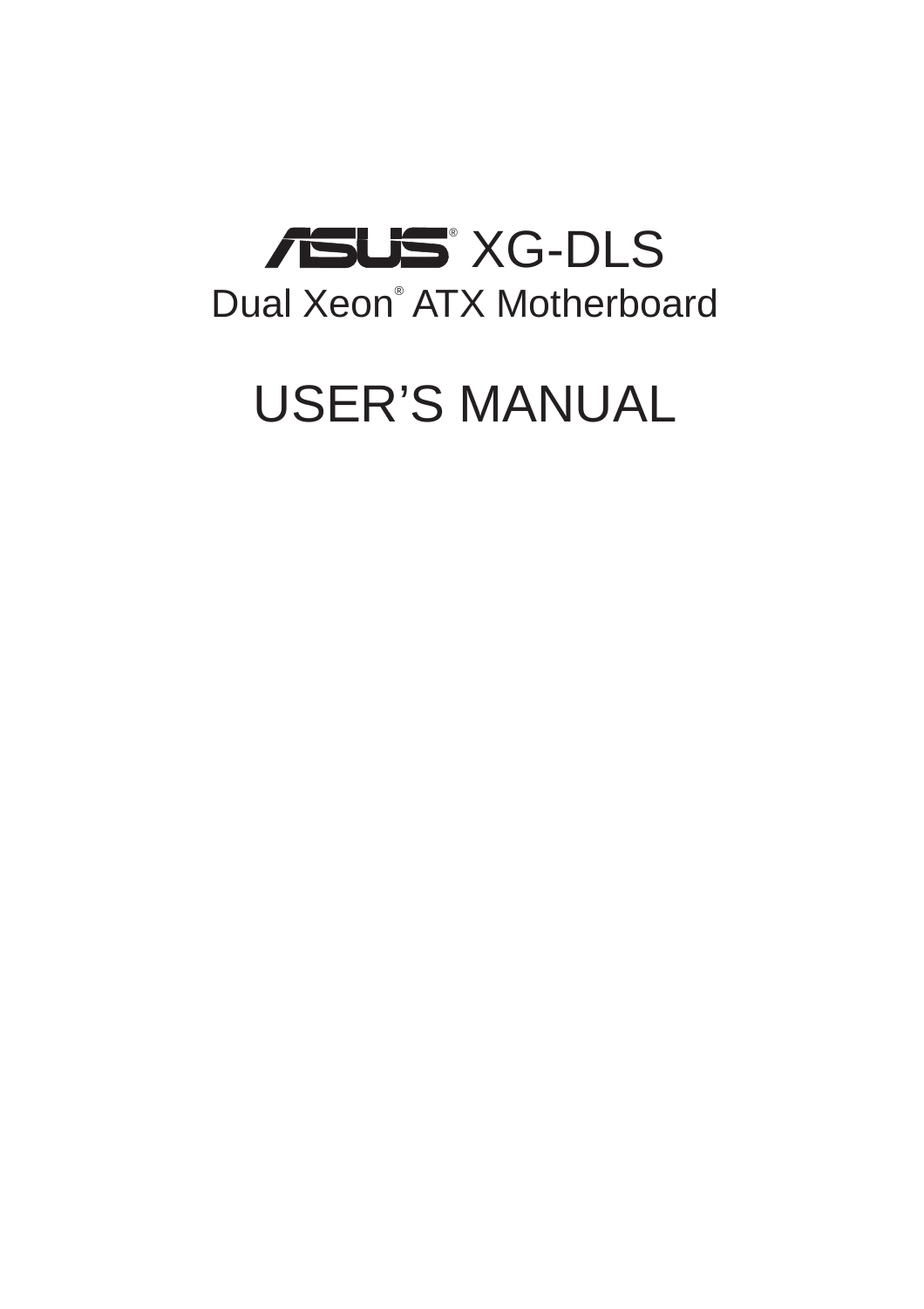# ASUS® XG-DLS

## Dual Xeon® ATX Motherboard

# USER'S MANUAL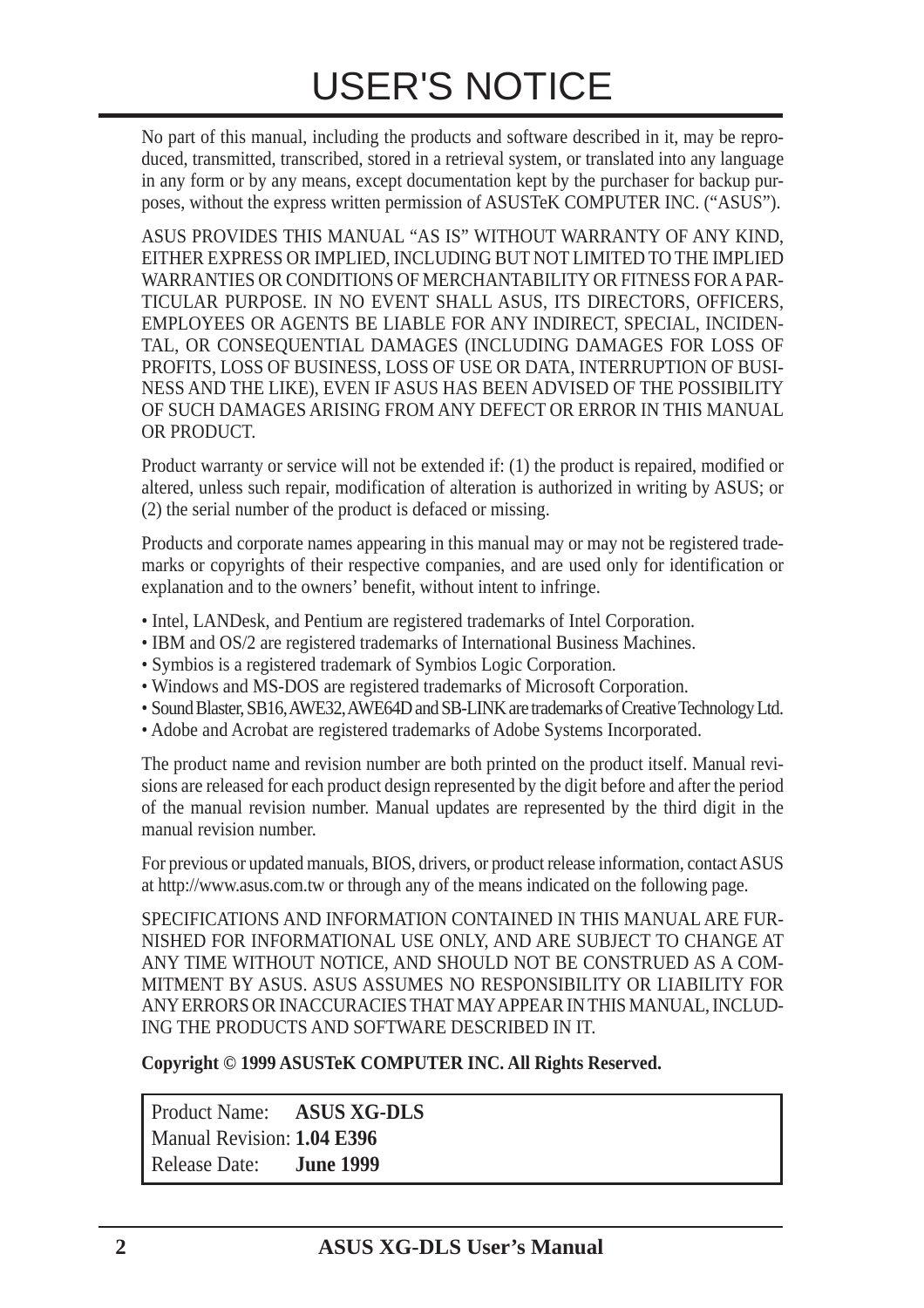# USER'S NOTICE

No part of this manual, including the products and software described in it, may be reproduced, transmitted, transcribed, stored in a retrieval system, or translated into any language in any form or by any means, except documentation kept by the purchaser for backup purposes, without the express written permission of ASUSTeK COMPUTER INC. ("ASUS").

ASUS PROVIDES THIS MANUAL "AS IS" WITHOUT WARRANTY OF ANY KIND, EITHER EXPRESS OR IMPLIED, INCLUDING BUT NOT LIMITED TO THE IMPLIED WARRANTIES OR CONDITIONS OF MERCHANTABILITY OR FITNESS FOR A PARTICULAR PURPOSE. IN NO EVENT SHALL ASUS, ITS DIRECTORS, OFFICERS, EMPLOYEES OR AGENTS BE LIABLE FOR ANY INDIRECT, SPECIAL, INCIDENTAL, OR CONSEQUENTIAL DAMAGES (INCLUDING DAMAGES FOR LOSS OF PROFITS, LOSS OF BUSINESS, LOSS OF USE OR DATA, INTERRUPTION OF BUSINESS AND THE LIKE), EVEN IF ASUS HAS BEEN ADVISED OF THE POSSIBILITY OF SUCH DAMAGES ARISING FROM ANY DEFECT OR ERROR IN THIS MANUAL OR PRODUCT.

Product warranty or service will not be extended if: (1) the product is repaired, modified or altered, unless such repair, modification of alteration is authorized in writing by ASUS; or (2) the serial number of the product is defaced or missing.

Products and corporate names appearing in this manual may or may not be registered trademarks or copyrights of their respective companies, and are used only for identification or explanation and to the owners' benefit, without intent to infringe.

- Intel, LANDesk, and Pentium are registered trademarks of Intel Corporation.
- IBM and OS/2 are registered trademarks of International Business Machines.
- Symbios is a registered trademark of Symbios Logic Corporation.
- Windows and MS-DOS are registered trademarks of Microsoft Corporation.
- Sound Blaster, SB16, AWE32, AWE64D and SB-LINK are trademarks of Creative Technology Ltd.
- Adobe and Acrobat are registered trademarks of Adobe Systems Incorporated.

The product name and revision number are both printed on the product itself. Manual revisions are released for each product design represented by the digit before and after the period of the manual revision number. Manual updates are represented by the third digit in the manual revision number.

For previous or updated manuals, BIOS, drivers, or product release information, contact ASUS at http://www.asus.com.tw or through any of the means indicated on the following page.

SPECIFICATIONS AND INFORMATION CONTAINED IN THIS MANUAL ARE FURNISHED FOR INFORMATIONAL USE ONLY, AND ARE SUBJECT TO CHANGE AT ANY TIME WITHOUT NOTICE, AND SHOULD NOT BE CONSTRUED AS A COMMITMENT BY ASUS. ASUS ASSUMES NO RESPONSIBILITY OR LIABILITY FOR ANY ERRORS OR INACCURACIES THAT MAY APPEAR IN THIS MANUAL, INCLUDING THE PRODUCTS AND SOFTWARE DESCRIBED IN IT.

**Copyright © 1999 ASUSTeK COMPUTER INC. All Rights Reserved.**

| | |
|---|---|
| Product Name: | **ASUS XG-DLS** |
| Manual Revision: | **1.04 E396** |
| Release Date: | **June 1999** |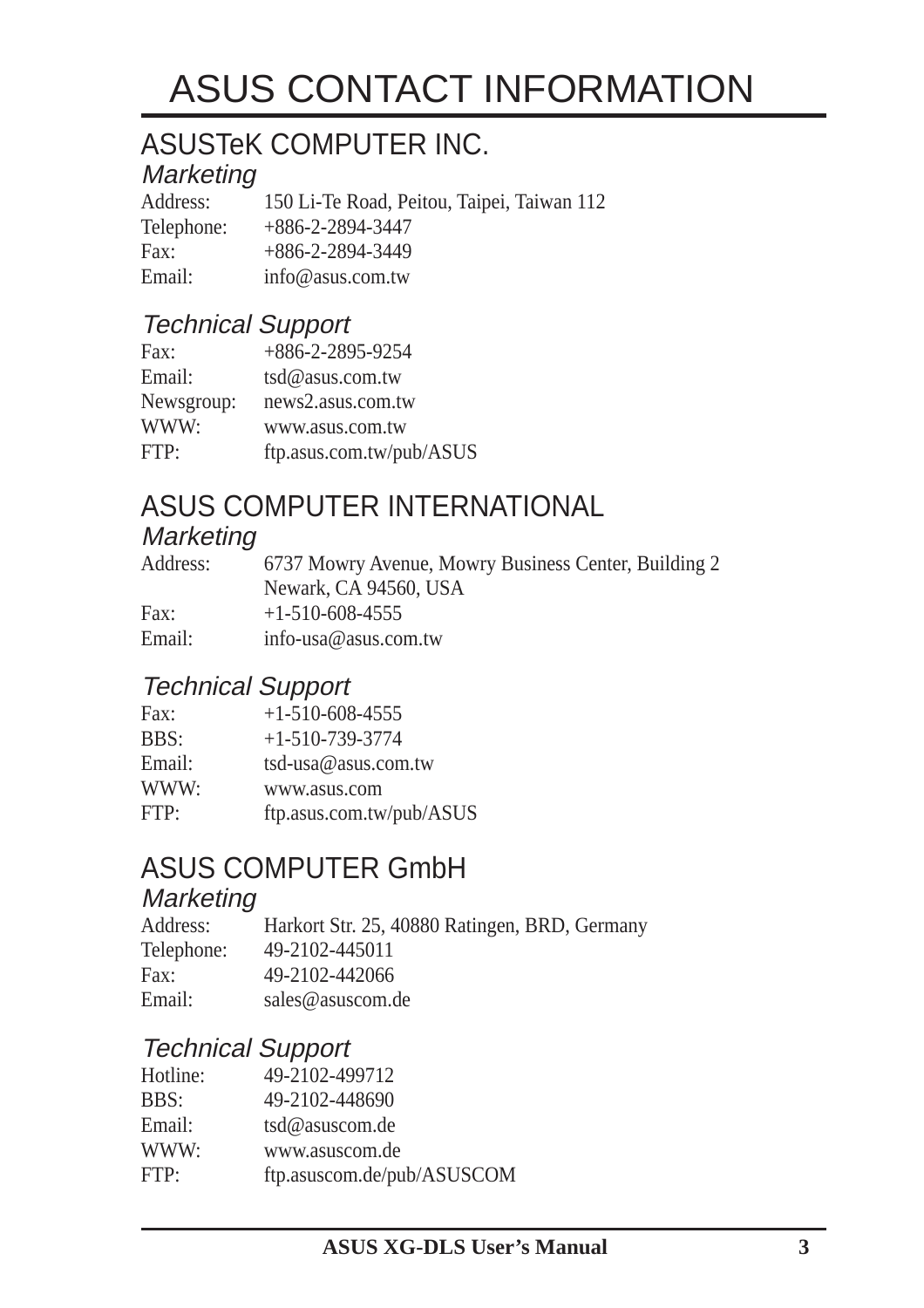# ASUS CONTACT INFORMATION

## ASUSTeK COMPUTER INC.

### *Marketing*

Address: 150 Li-Te Road, Peitou, Taipei, Taiwan 112
Telephone: +886-2-2894-3447
Fax: +886-2-2894-3449
Email: info@asus.com.tw

### *Technical Support*

Fax: +886-2-2895-9254
Email: tsd@asus.com.tw
Newsgroup: news2.asus.com.tw
WWW: www.asus.com.tw
FTP: ftp.asus.com.tw/pub/ASUS

## ASUS COMPUTER INTERNATIONAL

### *Marketing*

Address: 6737 Mowry Avenue, Mowry Business Center, Building 2
Newark, CA 94560, USA
Fax: +1-510-608-4555
Email: info-usa@asus.com.tw

### *Technical Support*

Fax: +1-510-608-4555
BBS: +1-510-739-3774
Email: tsd-usa@asus.com.tw
WWW: www.asus.com
FTP: ftp.asus.com.tw/pub/ASUS

## ASUS COMPUTER GmbH

### *Marketing*

Address: Harkort Str. 25, 40880 Ratingen, BRD, Germany
Telephone: 49-2102-445011
Fax: 49-2102-442066
Email: sales@asuscom.de

### *Technical Support*

Hotline: 49-2102-499712
BBS: 49-2102-448690
Email: tsd@asuscom.de
WWW: www.asuscom.de
FTP: ftp.asuscom.de/pub/ASUSCOM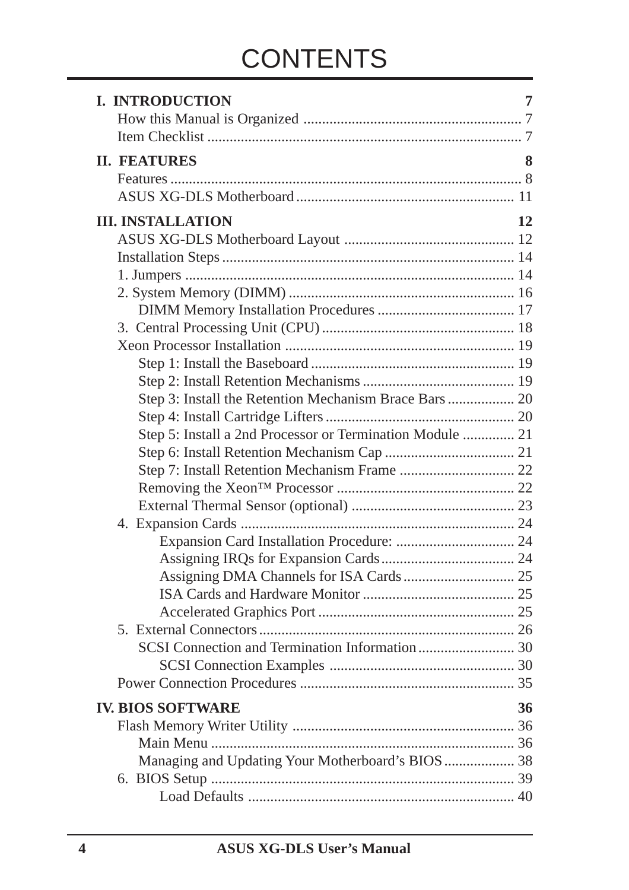# CONTENTS

**I. INTRODUCTION** 7

How this Manual is Organized .......................................................... 7

Item Checklist .................................................................................... 7

**II. FEATURES** 8

Features .............................................................................................. 8

ASUS XG-DLS Motherboard .......................................................... 11

**III. INSTALLATION** 12

ASUS XG-DLS Motherboard Layout ............................................. 12

Installation Steps ............................................................................. 14

1. Jumpers ....................................................................................... 14

2. System Memory (DIMM) ............................................................ 16

DIMM Memory Installation Procedures ..................................... 17

3. Central Processing Unit (CPU) ................................................... 18

Xeon Processor Installation ............................................................. 19

Step 1: Install the Baseboard ...................................................... 19

Step 2: Install Retention Mechanisms ......................................... 19

Step 3: Install the Retention Mechanism Brace Bars .................. 20

Step 4: Install Cartridge Lifters .................................................. 20

Step 5: Install a 2nd Processor or Termination Module .............. 21

Step 6: Install Retention Mechanism Cap ................................... 21

Step 7: Install Retention Mechanism Frame ............................... 22

Removing the Xeon™ Processor ............................................... 22

External Thermal Sensor (optional) ........................................... 23

4. Expansion Cards ......................................................................... 24

Expansion Card Installation Procedure: ................................ 24

Assigning IRQs for Expansion Cards .................................... 24

Assigning DMA Channels for ISA Cards ............................. 25

ISA Cards and Hardware Monitor ......................................... 25

Accelerated Graphics Port .................................................... 25

5. External Connectors .................................................................... 26

SCSI Connection and Termination Information .......................... 30

SCSI Connection Examples ................................................. 30

Power Connection Procedures ......................................................... 35

**IV. BIOS SOFTWARE** 36

Flash Memory Writer Utility ........................................................... 36

Main Menu ................................................................................. 36

Managing and Updating Your Motherboard's BIOS ................... 38

6. BIOS Setup ................................................................................. 39

Load Defaults ....................................................................... 40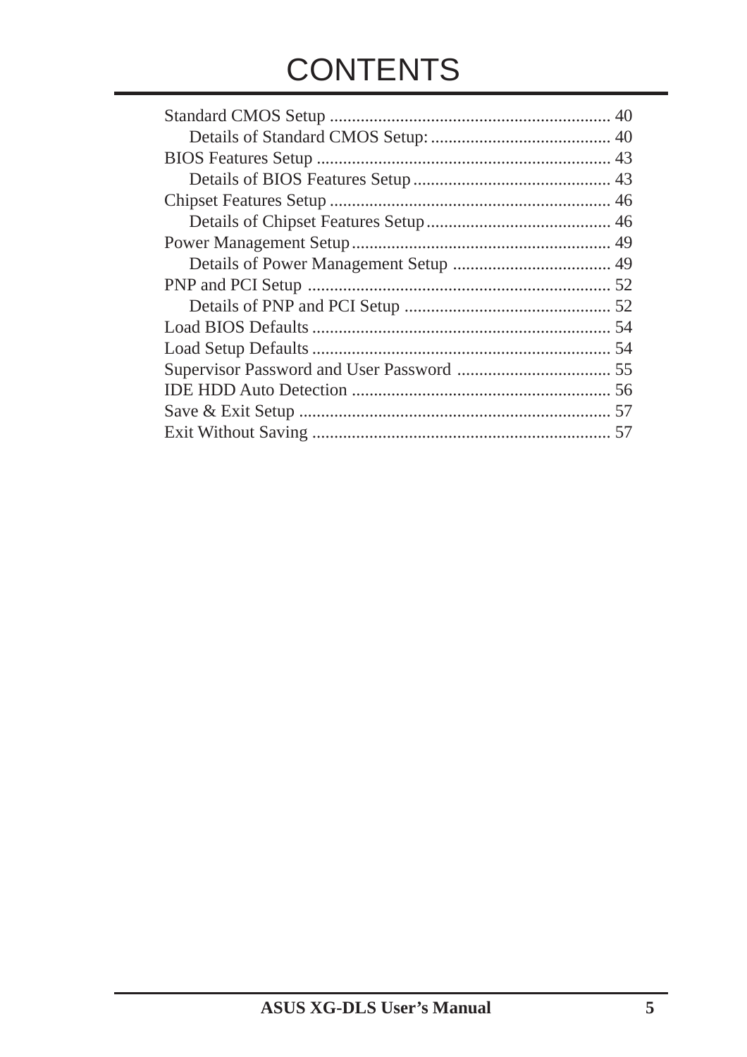# CONTENTS

Standard CMOS Setup ............................................................... 40
    Details of Standard CMOS Setup: ......................................... 40
BIOS Features Setup .................................................................. 43
    Details of BIOS Features Setup ............................................. 43
Chipset Features Setup ............................................................... 46
    Details of Chipset Features Setup .......................................... 46
Power Management Setup .......................................................... 49
    Details of Power Management Setup .................................... 49
PNP and PCI Setup .................................................................... 52
    Details of PNP and PCI Setup ............................................... 52
Load BIOS Defaults ................................................................... 54
Load Setup Defaults ................................................................... 54
Supervisor Password and User Password ................................... 55
IDE HDD Auto Detection .......................................................... 56
Save & Exit Setup ...................................................................... 57
Exit Without Saving ................................................................... 57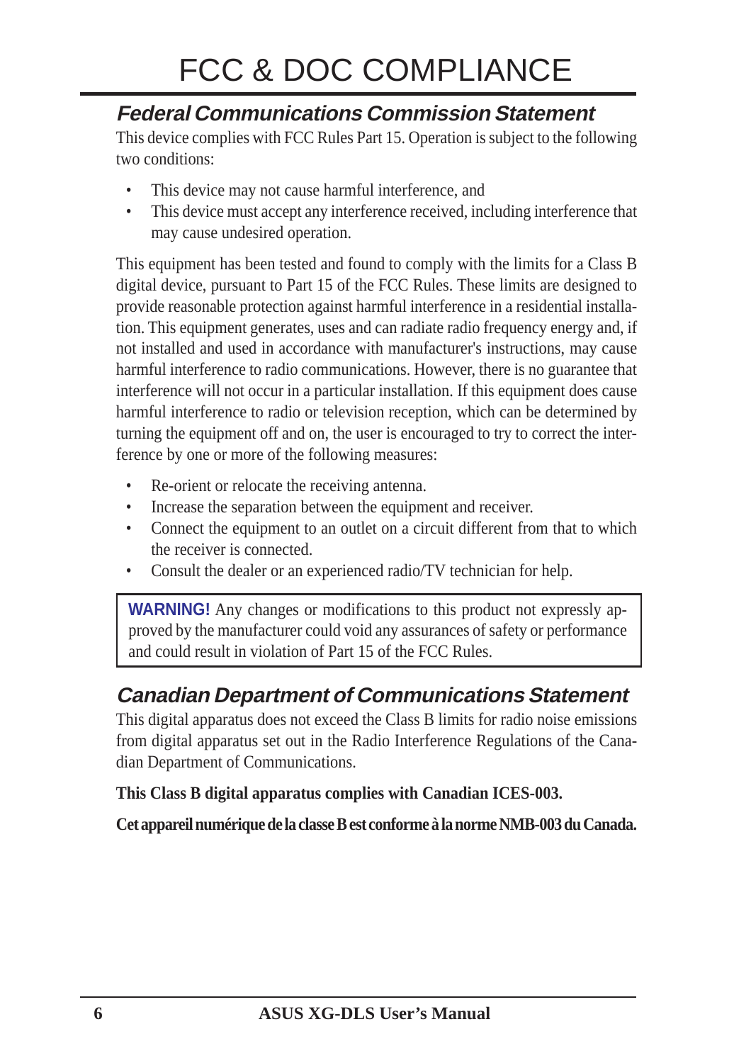# FCC & DOC COMPLIANCE

## *Federal Communications Commission Statement*

This device complies with FCC Rules Part 15. Operation is subject to the following two conditions:

- This device may not cause harmful interference, and
- This device must accept any interference received, including interference that may cause undesired operation.

This equipment has been tested and found to comply with the limits for a Class B digital device, pursuant to Part 15 of the FCC Rules. These limits are designed to provide reasonable protection against harmful interference in a residential installation. This equipment generates, uses and can radiate radio frequency energy and, if not installed and used in accordance with manufacturer's instructions, may cause harmful interference to radio communications. However, there is no guarantee that interference will not occur in a particular installation. If this equipment does cause harmful interference to radio or television reception, which can be determined by turning the equipment off and on, the user is encouraged to try to correct the interference by one or more of the following measures:

- Re-orient or relocate the receiving antenna.
- Increase the separation between the equipment and receiver.
- Connect the equipment to an outlet on a circuit different from that to which the receiver is connected.
- Consult the dealer or an experienced radio/TV technician for help.

> **WARNING!** Any changes or modifications to this product not expressly approved by the manufacturer could void any assurances of safety or performance and could result in violation of Part 15 of the FCC Rules.

## *Canadian Department of Communications Statement*

This digital apparatus does not exceed the Class B limits for radio noise emissions from digital apparatus set out in the Radio Interference Regulations of the Canadian Department of Communications.

**This Class B digital apparatus complies with Canadian ICES-003.**

**Cet appareil numérique de la classe B est conforme à la norme NMB-003 du Canada.**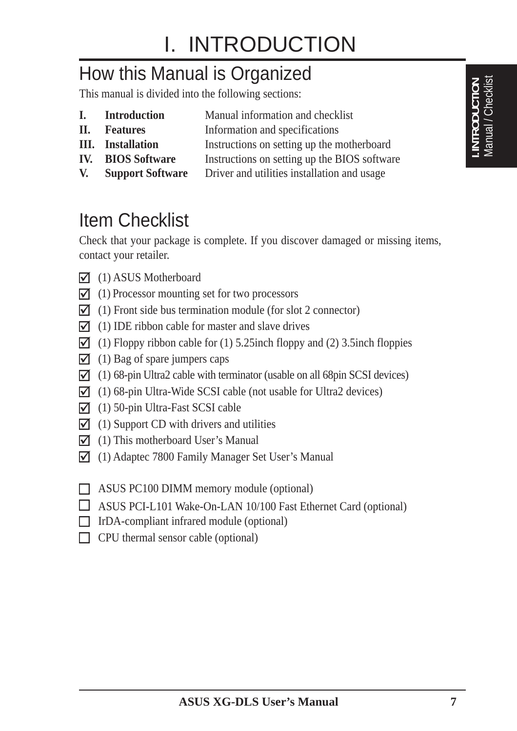// I. INTRODUCTION

## How this Manual is Organized

This manual is divided into the following sections:

| | | |
|---|---|---|
| **I.** | **Introduction** | Manual information and checklist |
| **II.** | **Features** | Information and specifications |
| **III.** | **Installation** | Instructions on setting up the motherboard |
| **IV.** | **BIOS Software** | Instructions on setting up the BIOS software |
| **V.** | **Support Software** | Driver and utilities installation and usage |

## Item Checklist

Check that your package is complete. If you discover damaged or missing items, contact your retailer.

- [x] (1) ASUS Motherboard
- [x] (1) Processor mounting set for two processors
- [x] (1) Front side bus termination module (for slot 2 connector)
- [x] (1) IDE ribbon cable for master and slave drives
- [x] (1) Floppy ribbon cable for (1) 5.25inch floppy and (2) 3.5inch floppies
- [x] (1) Bag of spare jumpers caps
- [x] (1) 68-pin Ultra2 cable with terminator (usable on all 68pin SCSI devices)
- [x] (1) 68-pin Ultra-Wide SCSI cable (not usable for Ultra2 devices)
- [x] (1) 50-pin Ultra-Fast SCSI cable
- [x] (1) Support CD with drivers and utilities
- [x] (1) This motherboard User's Manual
- [x] (1) Adaptec 7800 Family Manager Set User's Manual

- [ ] ASUS PC100 DIMM memory module (optional)
- [ ] ASUS PCI-L101 Wake-On-LAN 10/100 Fast Ethernet Card (optional)
- [ ] IrDA-compliant infrared module (optional)
- [ ] CPU thermal sensor cable (optional)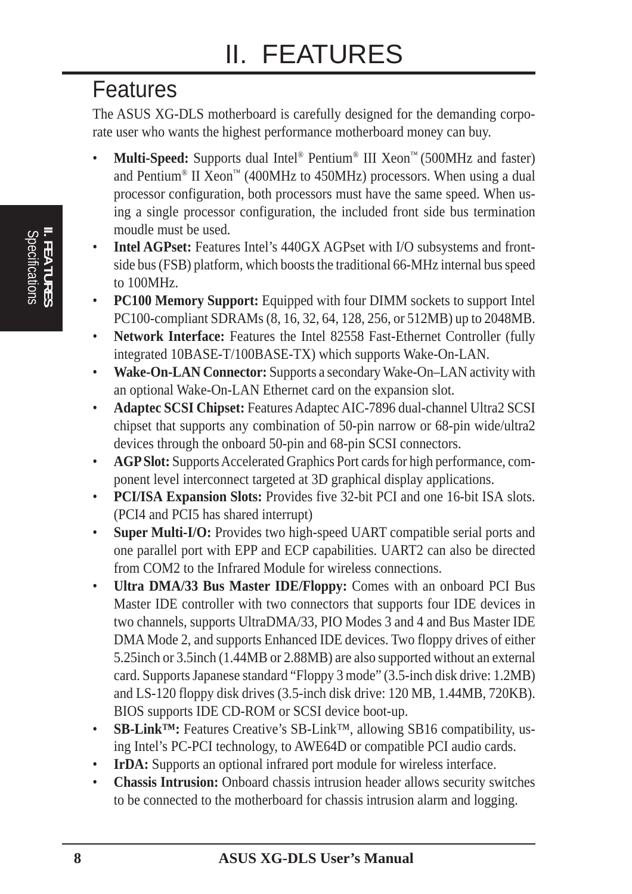# II. FEATURES

## Features

The ASUS XG-DLS motherboard is carefully designed for the demanding corporate user who wants the highest performance motherboard money can buy.

- **Multi-Speed:** Supports dual Intel® Pentium® III Xeon™ (500MHz and faster) and Pentium® II Xeon™ (400MHz to 450MHz) processors. When using a dual processor configuration, both processors must have the same speed. When using a single processor configuration, the included front side bus termination moudle must be used.
- **Intel AGPset:** Features Intel's 440GX AGPset with I/O subsystems and front-side bus (FSB) platform, which boosts the traditional 66-MHz internal bus speed to 100MHz.
- **PC100 Memory Support:** Equipped with four DIMM sockets to support Intel PC100-compliant SDRAMs (8, 16, 32, 64, 128, 256, or 512MB) up to 2048MB.
- **Network Interface:** Features the Intel 82558 Fast-Ethernet Controller (fully integrated 10BASE-T/100BASE-TX) which supports Wake-On-LAN.
- **Wake-On-LAN Connector:** Supports a secondary Wake-On–LAN activity with an optional Wake-On-LAN Ethernet card on the expansion slot.
- **Adaptec SCSI Chipset:** Features Adaptec AIC-7896 dual-channel Ultra2 SCSI chipset that supports any combination of 50-pin narrow or 68-pin wide/ultra2 devices through the onboard 50-pin and 68-pin SCSI connectors.
- **AGP Slot:** Supports Accelerated Graphics Port cards for high performance, component level interconnect targeted at 3D graphical display applications.
- **PCI/ISA Expansion Slots:** Provides five 32-bit PCI and one 16-bit ISA slots. (PCI4 and PCI5 has shared interrupt)
- **Super Multi-I/O:** Provides two high-speed UART compatible serial ports and one parallel port with EPP and ECP capabilities. UART2 can also be directed from COM2 to the Infrared Module for wireless connections.
- **Ultra DMA/33 Bus Master IDE/Floppy:** Comes with an onboard PCI Bus Master IDE controller with two connectors that supports four IDE devices in two channels, supports UltraDMA/33, PIO Modes 3 and 4 and Bus Master IDE DMA Mode 2, and supports Enhanced IDE devices. Two floppy drives of either 5.25inch or 3.5inch (1.44MB or 2.88MB) are also supported without an external card. Supports Japanese standard "Floppy 3 mode" (3.5-inch disk drive: 1.2MB) and LS-120 floppy disk drives (3.5-inch disk drive: 120 MB, 1.44MB, 720KB). BIOS supports IDE CD-ROM or SCSI device boot-up.
- **SB-Link™:** Features Creative's SB-Link™, allowing SB16 compatibility, using Intel's PC-PCI technology, to AWE64D or compatible PCI audio cards.
- **IrDA:** Supports an optional infrared port module for wireless interface.
- **Chassis Intrusion:** Onboard chassis intrusion header allows security switches to be connected to the motherboard for chassis intrusion alarm and logging.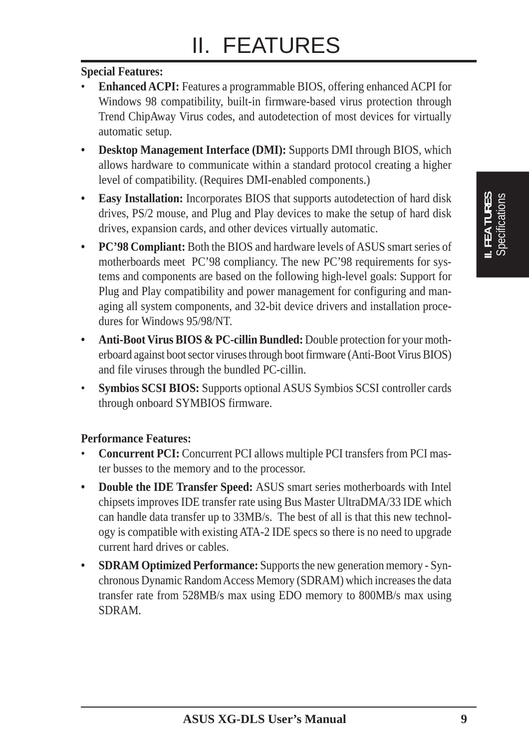# II. FEATURES

**Special Features:**

- **Enhanced ACPI:** Features a programmable BIOS, offering enhanced ACPI for Windows 98 compatibility, built-in firmware-based virus protection through Trend ChipAway Virus codes, and autodetection of most devices for virtually automatic setup.
- **Desktop Management Interface (DMI):** Supports DMI through BIOS, which allows hardware to communicate within a standard protocol creating a higher level of compatibility. (Requires DMI-enabled components.)
- **Easy Installation:** Incorporates BIOS that supports autodetection of hard disk drives, PS/2 mouse, and Plug and Play devices to make the setup of hard disk drives, expansion cards, and other devices virtually automatic.
- **PC'98 Compliant:** Both the BIOS and hardware levels of ASUS smart series of motherboards meet PC'98 compliancy. The new PC'98 requirements for systems and components are based on the following high-level goals: Support for Plug and Play compatibility and power management for configuring and managing all system components, and 32-bit device drivers and installation procedures for Windows 95/98/NT.
- **Anti-Boot Virus BIOS & PC-cillin Bundled:** Double protection for your motherboard against boot sector viruses through boot firmware (Anti-Boot Virus BIOS) and file viruses through the bundled PC-cillin.
- **Symbios SCSI BIOS:** Supports optional ASUS Symbios SCSI controller cards through onboard SYMBIOS firmware.

**Performance Features:**

- **Concurrent PCI:** Concurrent PCI allows multiple PCI transfers from PCI master busses to the memory and to the processor.
- **Double the IDE Transfer Speed:** ASUS smart series motherboards with Intel chipsets improves IDE transfer rate using Bus Master UltraDMA/33 IDE which can handle data transfer up to 33MB/s. The best of all is that this new technology is compatible with existing ATA-2 IDE specs so there is no need to upgrade current hard drives or cables.
- **SDRAM Optimized Performance:** Supports the new generation memory - Synchronous Dynamic Random Access Memory (SDRAM) which increases the data transfer rate from 528MB/s max using EDO memory to 800MB/s max using SDRAM.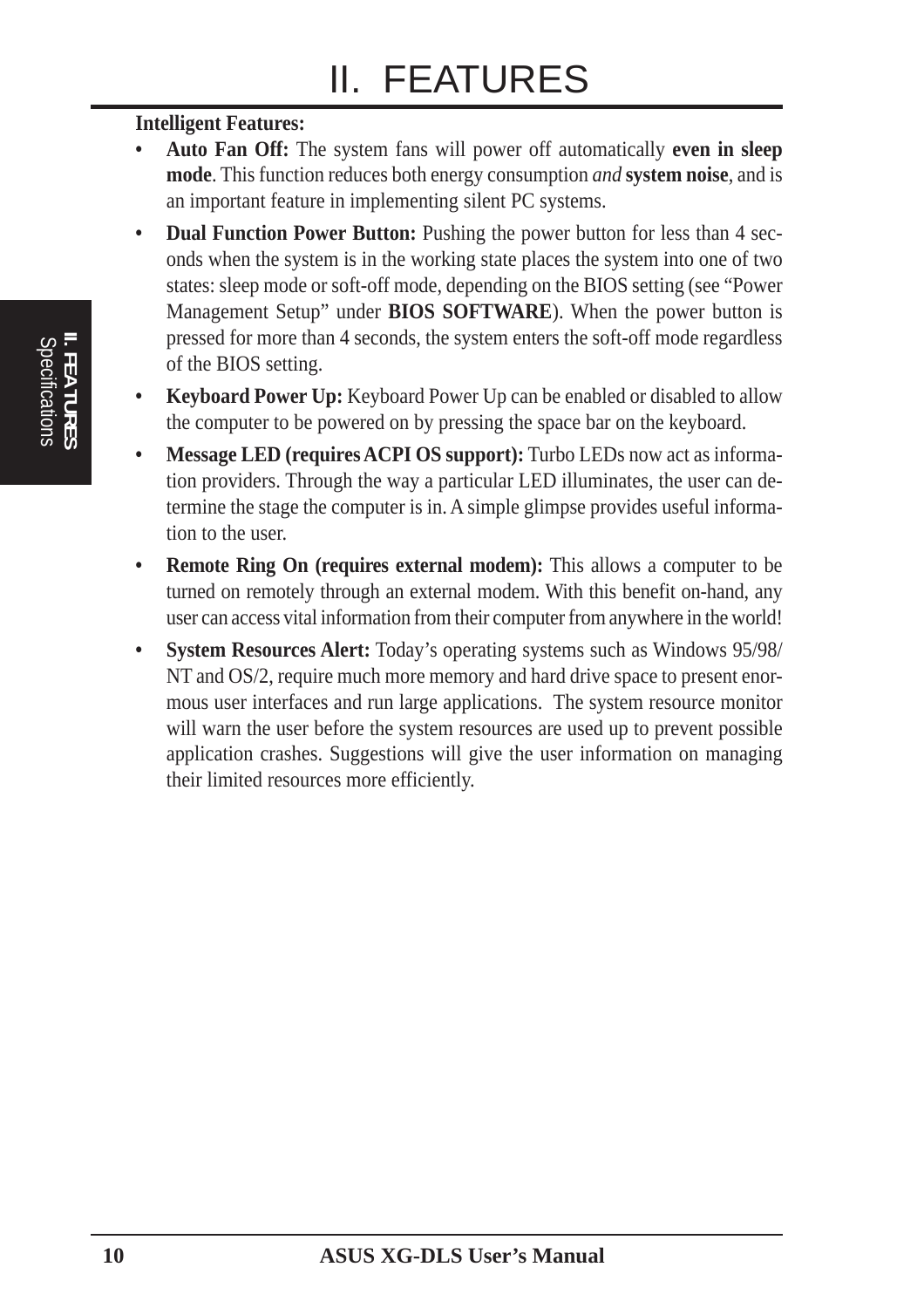**Intelligent Features:**

- **Auto Fan Off:** The system fans will power off automatically **even in sleep mode**. This function reduces both energy consumption *and* **system noise**, and is an important feature in implementing silent PC systems.
- **Dual Function Power Button:** Pushing the power button for less than 4 seconds when the system is in the working state places the system into one of two states: sleep mode or soft-off mode, depending on the BIOS setting (see "Power Management Setup" under **BIOS SOFTWARE**). When the power button is pressed for more than 4 seconds, the system enters the soft-off mode regardless of the BIOS setting.
- **Keyboard Power Up:** Keyboard Power Up can be enabled or disabled to allow the computer to be powered on by pressing the space bar on the keyboard.
- **Message LED (requires ACPI OS support):** Turbo LEDs now act as information providers. Through the way a particular LED illuminates, the user can determine the stage the computer is in. A simple glimpse provides useful information to the user.
- **Remote Ring On (requires external modem):** This allows a computer to be turned on remotely through an external modem. With this benefit on-hand, any user can access vital information from their computer from anywhere in the world!
- **System Resources Alert:** Today's operating systems such as Windows 95/98/NT and OS/2, require much more memory and hard drive space to present enormous user interfaces and run large applications. The system resource monitor will warn the user before the system resources are used up to prevent possible application crashes. Suggestions will give the user information on managing their limited resources more efficiently.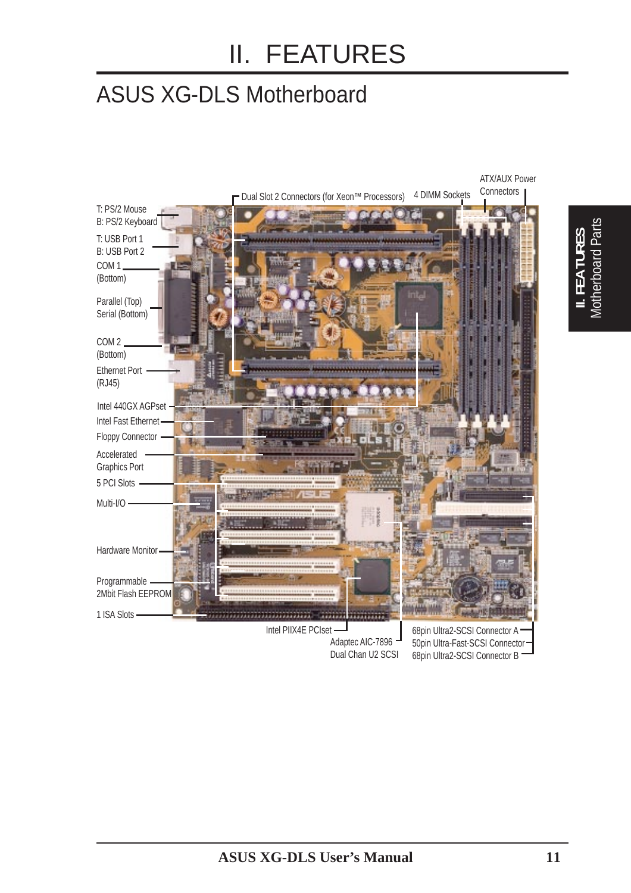# II. FEATURES

## ASUS XG-DLS Motherboard

T: PS/2 Mouse
B: PS/2 Keyboard

T: USB Port 1
B: USB Port 2

COM 1
(Bottom)

Parallel (Top)
Serial (Bottom)

COM 2
(Bottom)

Ethernet Port
(RJ45)

Intel 440GX AGPset

Intel Fast Ethernet

Floppy Connector

Accelerated
Graphics Port

5 PCI Slots

Multi-I/O

Hardware Monitor

Programmable
2Mbit Flash EEPROM

1 ISA Slots

Dual Slot 2 Connectors (for Xeon™ Processors)

4 DIMM Sockets

ATX/AUX Power
Connectors

Intel PIIX4E PCIset

Adaptec AIC-7896
Dual Chan U2 SCSI

68pin Ultra2-SCSI Connector A

50pin Ultra-Fast-SCSI Connector

68pin Ultra2-SCSI Connector B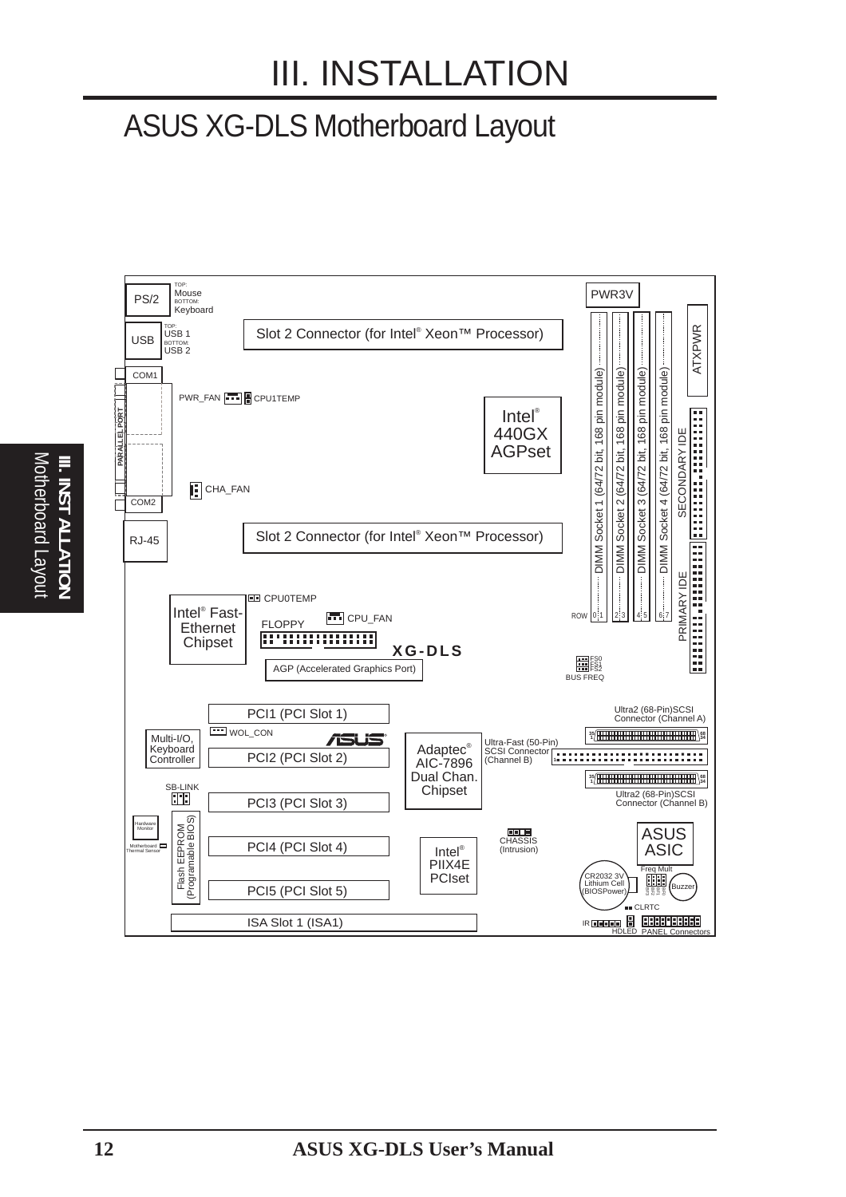# III. INSTALLATION

## ASUS XG-DLS Motherboard Layout

PS/2 — TOP: Mouse, BOTTOM: Keyboard

USB — TOP: USB 1, BOTTOM: USB 2

COM1

PARALLEL PORT

COM2

RJ-45

PWR3V

Slot 2 Connector (for Intel® Xeon™ Processor)

PWR_FAN

CPU1TEMP

Intel® 440GX AGPset

CHA_FAN

Slot 2 Connector (for Intel® Xeon™ Processor)

DIMM Socket 1 (64/72 bit, 168 pin module)

DIMM Socket 2 (64/72 bit, 168 pin module)

DIMM Socket 3 (64/72 bit, 168 pin module)

DIMM Socket 4 (64/72 bit, 168 pin module)

ATXPWR

SECONDARY IDE

PRIMARY IDE

ROW 0 1 2 3 4 5 6 7

CPU0TEMP

Intel® Fast-Ethernet Chipset

CPU_FAN

FLOPPY

XG-DLS

AGP (Accelerated Graphics Port)

FS0 FS1 FS2 BUS FREQ

PCI1 (PCI Slot 1)

WOL_CON

Multi-I/O, Keyboard Controller

PCI2 (PCI Slot 2)

Adaptec® AIC-7896 Dual Chan. Chipset

Ultra-Fast (50-Pin) SCSI Connector (Channel B)

Ultra2 (68-Pin)SCSI Connector (Channel A)

Ultra2 (68-Pin)SCSI Connector (Channel B)

SB-LINK

PCI3 (PCI Slot 3)

Hardware Monitor

Motherboard Thermal Sensor

Flash EEPROM (Programable BIOS)

PCI4 (PCI Slot 4)

Intel® PIIX4E PCIset

CHASSIS (Intrusion)

ASUS ASIC

Freq Mult

CR2032 3V Lithium Cell (BIOSPower)

Buzzer

CLRTC

PCI5 (PCI Slot 5)

ISA Slot 1 (ISA1)

IR

HDLED

PANEL Connectors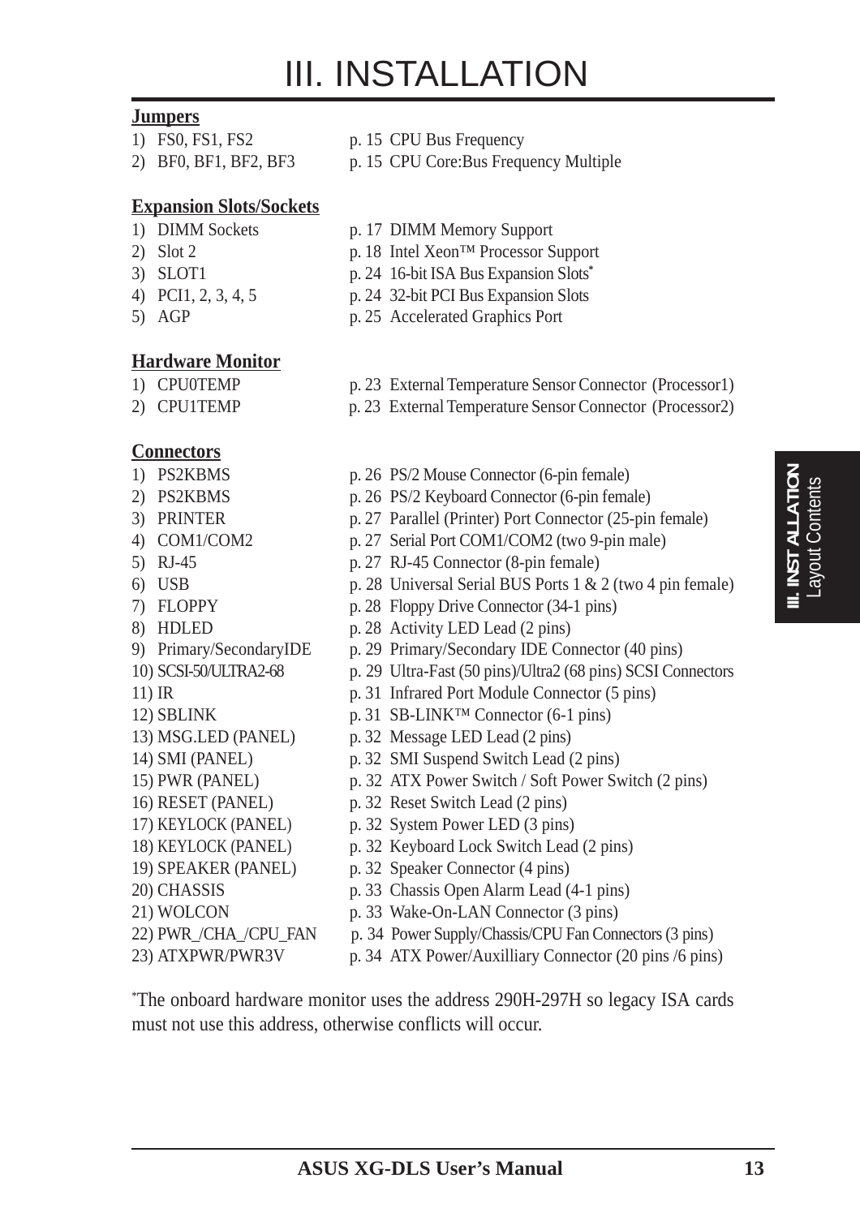# III. INSTALLATION

**Jumpers**

1) FS0, FS1, FS2 — p. 15 CPU Bus Frequency
2) BF0, BF1, BF2, BF3 — p. 15 CPU Core:Bus Frequency Multiple

**Expansion Slots/Sockets**

1) DIMM Sockets — p. 17 DIMM Memory Support
2) Slot 2 — p. 18 Intel Xeon™ Processor Support
3) SLOT1 — p. 24 16-bit ISA Bus Expansion Slots*
4) PCI1, 2, 3, 4, 5 — p. 24 32-bit PCI Bus Expansion Slots
5) AGP — p. 25 Accelerated Graphics Port

**Hardware Monitor**

1) CPU0TEMP — p. 23 External Temperature Sensor Connector (Processor1)
2) CPU1TEMP — p. 23 External Temperature Sensor Connector (Processor2)

**Connectors**

1) PS2KBMS — p. 26 PS/2 Mouse Connector (6-pin female)
2) PS2KBMS — p. 26 PS/2 Keyboard Connector (6-pin female)
3) PRINTER — p. 27 Parallel (Printer) Port Connector (25-pin female)
4) COM1/COM2 — p. 27 Serial Port COM1/COM2 (two 9-pin male)
5) RJ-45 — p. 27 RJ-45 Connector (8-pin female)
6) USB — p. 28 Universal Serial BUS Ports 1 & 2 (two 4 pin female)
7) FLOPPY — p. 28 Floppy Drive Connector (34-1 pins)
8) HDLED — p. 28 Activity LED Lead (2 pins)
9) Primary/SecondaryIDE — p. 29 Primary/Secondary IDE Connector (40 pins)
10) SCSI-50/ULTRA2-68 — p. 29 Ultra-Fast (50 pins)/Ultra2 (68 pins) SCSI Connectors
11) IR — p. 31 Infrared Port Module Connector (5 pins)
12) SBLINK — p. 31 SB-LINK™ Connector (6-1 pins)
13) MSG.LED (PANEL) — p. 32 Message LED Lead (2 pins)
14) SMI (PANEL) — p. 32 SMI Suspend Switch Lead (2 pins)
15) PWR (PANEL) — p. 32 ATX Power Switch / Soft Power Switch (2 pins)
16) RESET (PANEL) — p. 32 Reset Switch Lead (2 pins)
17) KEYLOCK (PANEL) — p. 32 System Power LED (3 pins)
18) KEYLOCK (PANEL) — p. 32 Keyboard Lock Switch Lead (2 pins)
19) SPEAKER (PANEL) — p. 32 Speaker Connector (4 pins)
20) CHASSIS — p. 33 Chassis Open Alarm Lead (4-1 pins)
21) WOLCON — p. 33 Wake-On-LAN Connector (3 pins)
22) PWR_/CHA_/CPU_FAN — p. 34 Power Supply/Chassis/CPU Fan Connectors (3 pins)
23) ATXPWR/PWR3V — p. 34 ATX Power/Auxilliary Connector (20 pins /6 pins)

*The onboard hardware monitor uses the address 290H-297H so legacy ISA cards must not use this address, otherwise conflicts will occur.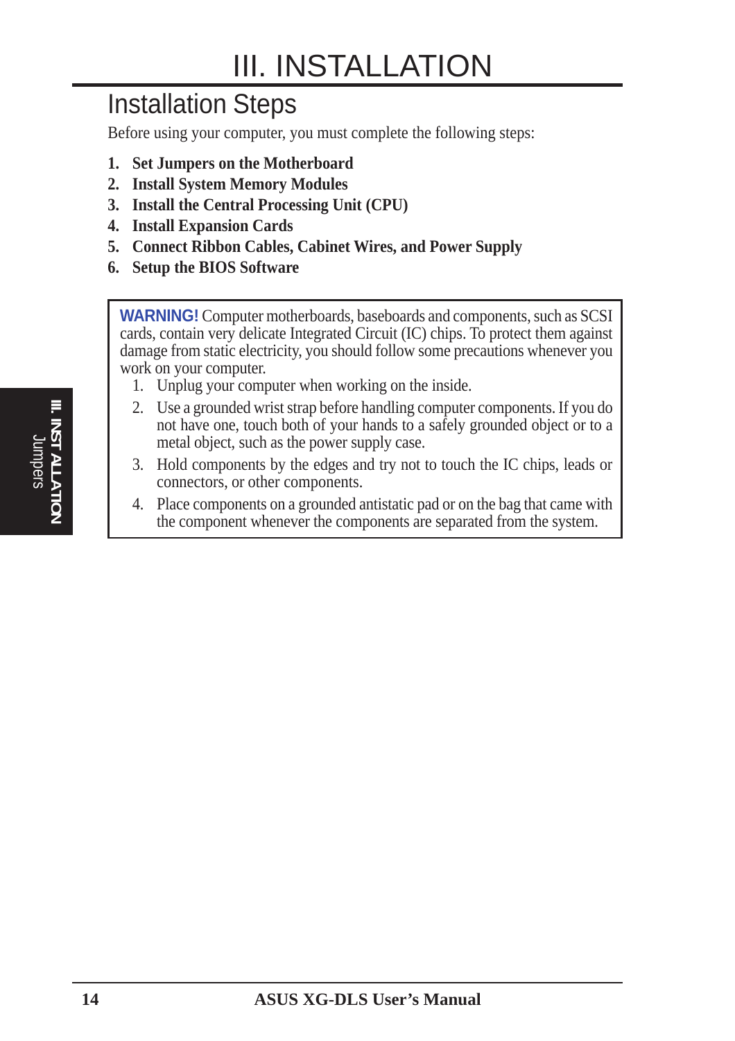# III. INSTALLATION

## Installation Steps

Before using your computer, you must complete the following steps:

1. **Set Jumpers on the Motherboard**
2. **Install System Memory Modules**
3. **Install the Central Processing Unit (CPU)**
4. **Install Expansion Cards**
5. **Connect Ribbon Cables, Cabinet Wires, and Power Supply**
6. **Setup the BIOS Software**

**WARNING!** Computer motherboards, baseboards and components, such as SCSI cards, contain very delicate Integrated Circuit (IC) chips. To protect them against damage from static electricity, you should follow some precautions whenever you work on your computer.

1. Unplug your computer when working on the inside.
2. Use a grounded wrist strap before handling computer components. If you do not have one, touch both of your hands to a safely grounded object or to a metal object, such as the power supply case.
3. Hold components by the edges and try not to touch the IC chips, leads or connectors, or other components.
4. Place components on a grounded antistatic pad or on the bag that came with the component whenever the components are separated from the system.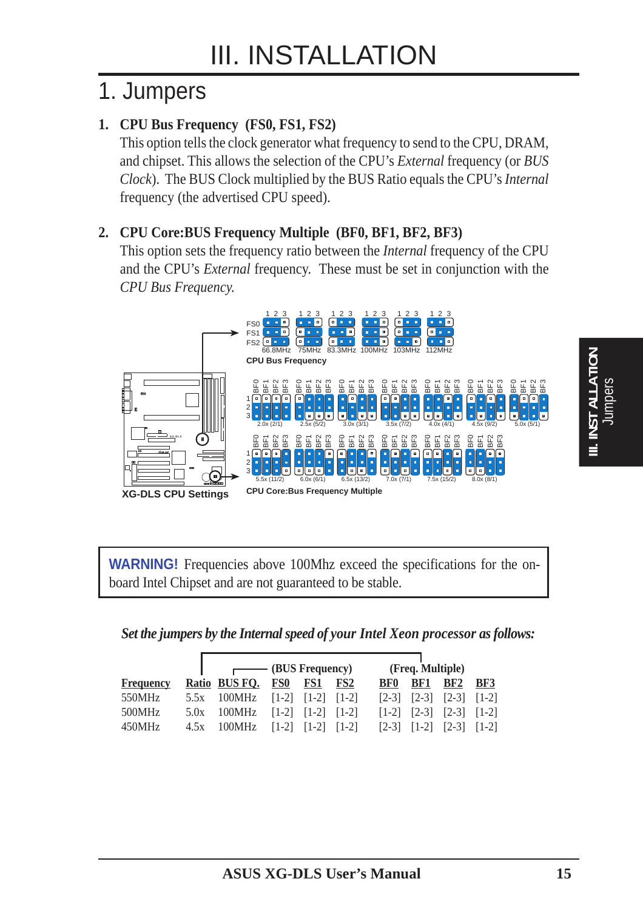# III. INSTALLATION

## 1. Jumpers

### 1. CPU Bus Frequency (FS0, FS1, FS2)

This option tells the clock generator what frequency to send to the CPU, DRAM, and chipset. This allows the selection of the CPU's *External* frequency (or *BUS Clock*). The BUS Clock multiplied by the BUS Ratio equals the CPU's *Internal* frequency (the advertised CPU speed).

### 2. CPU Core:BUS Frequency Multiple (BF0, BF1, BF2, BF3)

This option sets the frequency ratio between the *Internal* frequency of the CPU and the CPU's *External* frequency. These must be set in conjunction with the *CPU Bus Frequency.*

CPU Bus Frequency: 66.8MHz, 75MHz, 83.3MHz, 100MHz, 103MHz, 112MHz

CPU Core:Bus Frequency Multiple: 2.0x (2/1), 2.5x (5/2), 3.0x (3/1), 3.5x (7/2), 4.0x (4/1), 4.5x (9/2), 5.0x (5/1), 5.5x (11/2), 6.0x (6/1), 6.5x (13/2), 7.0x (7/1), 7.5x (15/2), 8.0x (8/1)

XG-DLS CPU Settings

**WARNING!** Frequencies above 100Mhz exceed the specifications for the on-board Intel Chipset and are not guaranteed to be stable.

***Set the jumpers by the Internal speed of your Intel Xeon processor as follows:***

| Frequency | Ratio | BUS FQ. | FS0 | FS1 | FS2 | BF0 | BF1 | BF2 | BF3 |
|---|---|---|---|---|---|---|---|---|---|
| | | | (BUS Frequency) | | | (Freq. Multiple) | | | |
| 550MHz | 5.5x | 100MHz | [1-2] | [1-2] | [1-2] | [2-3] | [2-3] | [2-3] | [1-2] |
| 500MHz | 5.0x | 100MHz | [1-2] | [1-2] | [1-2] | [1-2] | [2-3] | [2-3] | [1-2] |
| 450MHz | 4.5x | 100MHz | [1-2] | [1-2] | [1-2] | [2-3] | [1-2] | [2-3] | [1-2] |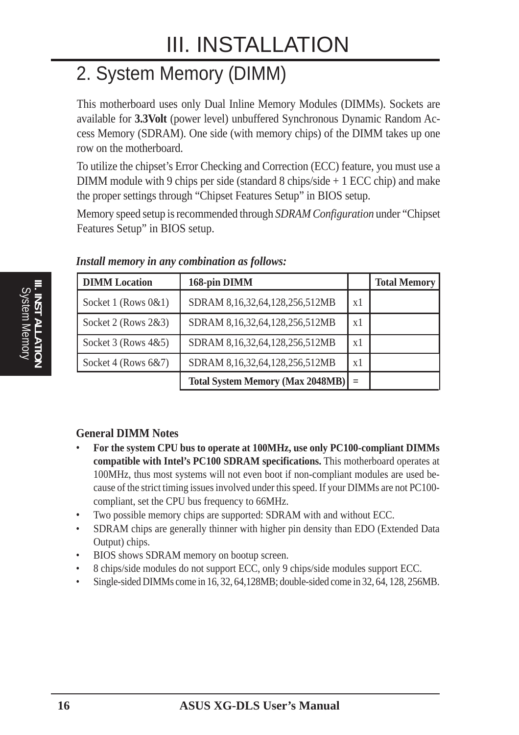# III. INSTALLATION

## 2. System Memory (DIMM)

This motherboard uses only Dual Inline Memory Modules (DIMMs). Sockets are available for **3.3Volt** (power level) unbuffered Synchronous Dynamic Random Access Memory (SDRAM). One side (with memory chips) of the DIMM takes up one row on the motherboard.

To utilize the chipset's Error Checking and Correction (ECC) feature, you must use a DIMM module with 9 chips per side (standard 8 chips/side + 1 ECC chip) and make the proper settings through "Chipset Features Setup" in BIOS setup.

Memory speed setup is recommended through *SDRAM Configuration* under "Chipset Features Setup" in BIOS setup.

***Install memory in any combination as follows:***

| DIMM Location | 168-pin DIMM | | Total Memory |
|---|---|---|---|
| Socket 1 (Rows 0&1) | SDRAM 8,16,32,64,128,256,512MB | x1 | |
| Socket 2 (Rows 2&3) | SDRAM 8,16,32,64,128,256,512MB | x1 | |
| Socket 3 (Rows 4&5) | SDRAM 8,16,32,64,128,256,512MB | x1 | |
| Socket 4 (Rows 6&7) | SDRAM 8,16,32,64,128,256,512MB | x1 | |
| | **Total System Memory (Max 2048MB)** | **=** | |

**General DIMM Notes**

- **For the system CPU bus to operate at 100MHz, use only PC100-compliant DIMMs compatible with Intel's PC100 SDRAM specifications.** This motherboard operates at 100MHz, thus most systems will not even boot if non-compliant modules are used because of the strict timing issues involved under this speed. If your DIMMs are not PC100-compliant, set the CPU bus frequency to 66MHz.
- Two possible memory chips are supported: SDRAM with and without ECC.
- SDRAM chips are generally thinner with higher pin density than EDO (Extended Data Output) chips.
- BIOS shows SDRAM memory on bootup screen.
- 8 chips/side modules do not support ECC, only 9 chips/side modules support ECC.
- Single-sided DIMMs come in 16, 32, 64,128MB; double-sided come in 32, 64, 128, 256MB.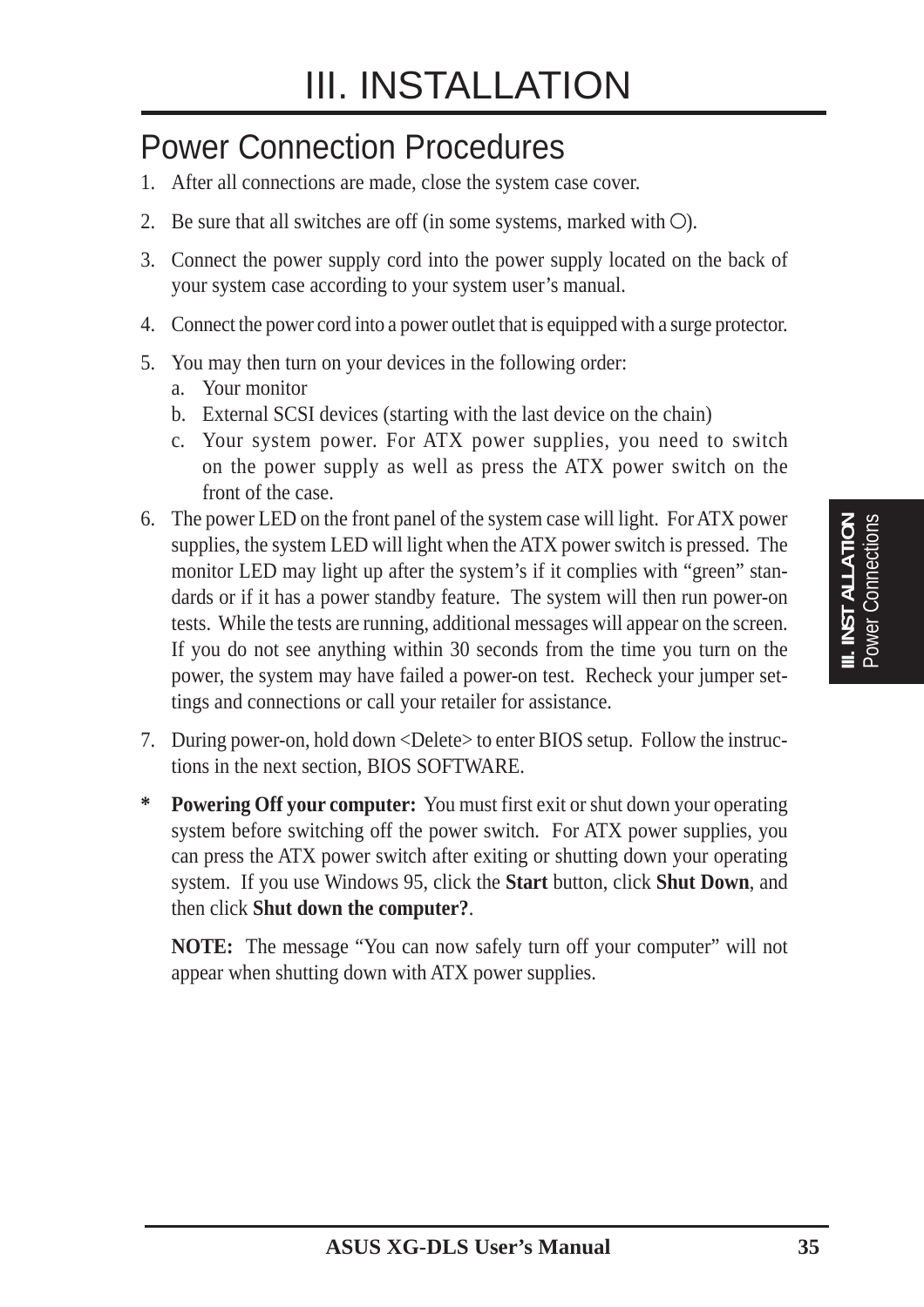# III. INSTALLATION

## Power Connection Procedures

1. After all connections are made, close the system case cover.
2. Be sure that all switches are off (in some systems, marked with ○).
3. Connect the power supply cord into the power supply located on the back of your system case according to your system user's manual.
4. Connect the power cord into a power outlet that is equipped with a surge protector.
5. You may then turn on your devices in the following order:
   a. Your monitor
   b. External SCSI devices (starting with the last device on the chain)
   c. Your system power. For ATX power supplies, you need to switch on the power supply as well as press the ATX power switch on the front of the case.
6. The power LED on the front panel of the system case will light. For ATX power supplies, the system LED will light when the ATX power switch is pressed. The monitor LED may light up after the system's if it complies with "green" standards or if it has a power standby feature. The system will then run power-on tests. While the tests are running, additional messages will appear on the screen. If you do not see anything within 30 seconds from the time you turn on the power, the system may have failed a power-on test. Recheck your jumper settings and connections or call your retailer for assistance.
7. During power-on, hold down <Delete> to enter BIOS setup. Follow the instructions in the next section, BIOS SOFTWARE.

\* **Powering Off your computer:** You must first exit or shut down your operating system before switching off the power switch. For ATX power supplies, you can press the ATX power switch after exiting or shutting down your operating system. If you use Windows 95, click the **Start** button, click **Shut Down**, and then click **Shut down the computer?**.

**NOTE:** The message "You can now safely turn off your computer" will not appear when shutting down with ATX power supplies.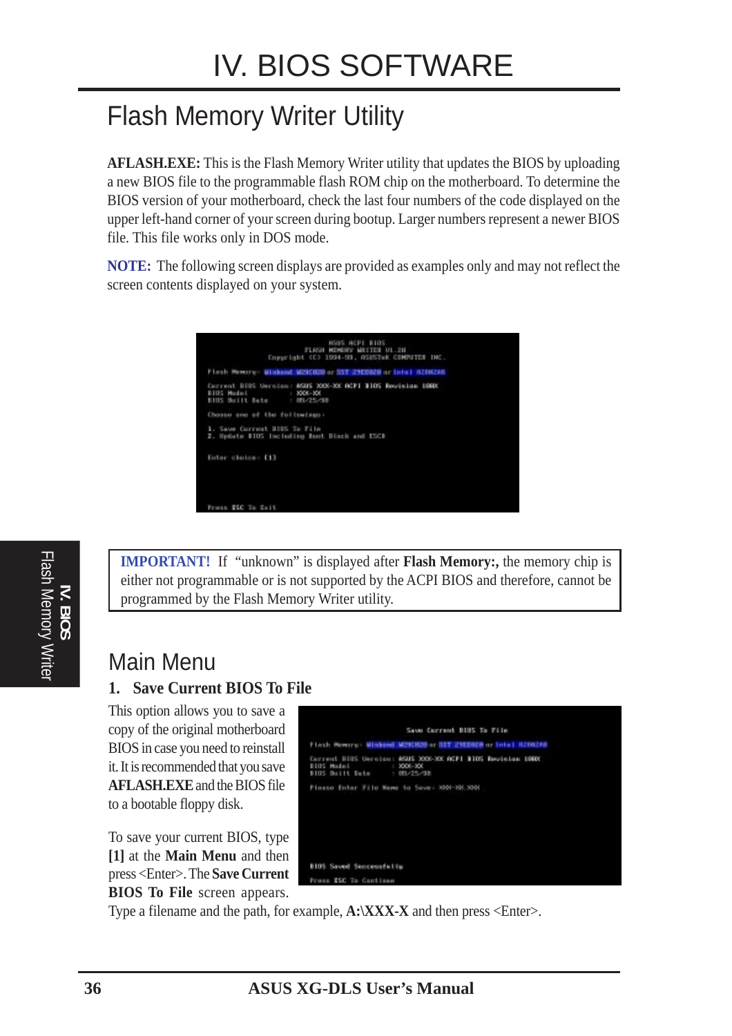# IV. BIOS SOFTWARE

## Flash Memory Writer Utility

**AFLASH.EXE:** This is the Flash Memory Writer utility that updates the BIOS by uploading a new BIOS file to the programmable flash ROM chip on the motherboard. To determine the BIOS version of your motherboard, check the last four numbers of the code displayed on the upper left-hand corner of your screen during bootup. Larger numbers represent a newer BIOS file. This file works only in DOS mode.

**NOTE:** The following screen displays are provided as examples only and may not reflect the screen contents displayed on your system.

```
ASUS ACPI BIOS
FLASH MEMORY WRITER V1.20
Copyright (C) 1994-99, ASUSTeK COMPUTER INC.

Flash Memory: Winbond W29C020 or SST 29EE020 or Intel 82802AB

Current BIOS Version: ASUS XXX-XX ACPI BIOS Revision 10XX
BIOS Model          : XXX-XX
BIOS Built Date     : 05/25/98

Choose one of the followings:

1. Save Current BIOS To File
2. Update BIOS Including Boot Block and ESCD

Enter choice: [1]

Press ESC To Exit
```

**IMPORTANT!** If "unknown" is displayed after **Flash Memory:,** the memory chip is either not programmable or is not supported by the ACPI BIOS and therefore, cannot be programmed by the Flash Memory Writer utility.

## Main Menu

### 1. Save Current BIOS To File

This option allows you to save a copy of the original motherboard BIOS in case you need to reinstall it. It is recommended that you save **AFLASH.EXE** and the BIOS file to a bootable floppy disk.

```
Save Current BIOS To File

Flash Memory: Winbond W29C020 or SST 29EE020 or Intel 82802AB

Current BIOS Version: ASUS XXX-XX ACPI BIOS Revision 10XX
BIOS Model          : XXX-XX
BIOS Built Date     : 05/25/98

Please Enter File Name to Save: XXX-XX.XXX

BIOS Saved Successfully
Press ESC To Continue
```

To save your current BIOS, type **[1]** at the **Main Menu** and then press <Enter>. The **Save Current BIOS To File** screen appears. Type a filename and the path, for example, **A:\XXX-X** and then press <Enter>.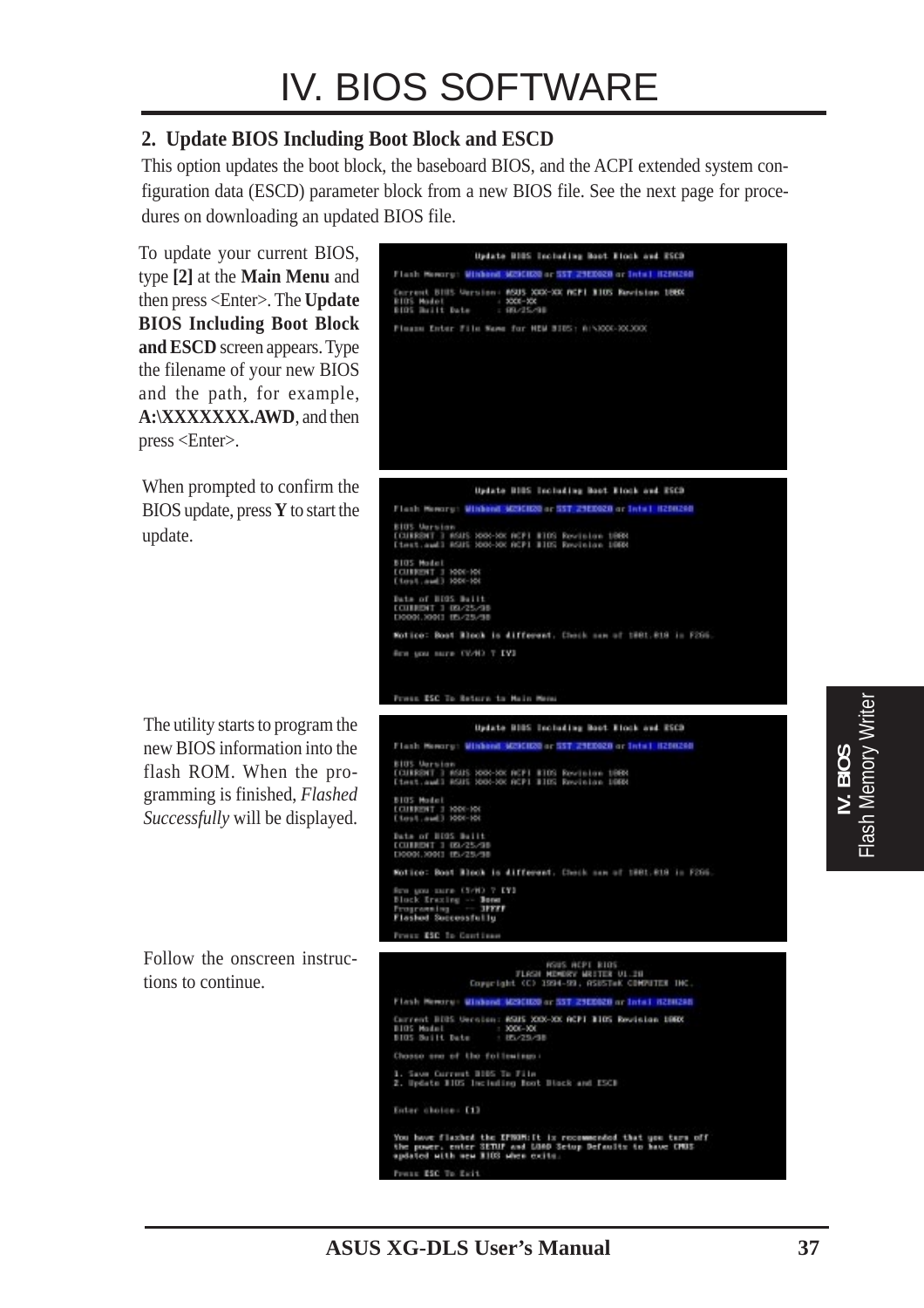# IV. BIOS SOFTWARE

## 2. Update BIOS Including Boot Block and ESCD

This option updates the boot block, the baseboard BIOS, and the ACPI extended system configuration data (ESCD) parameter block from a new BIOS file. See the next page for procedures on downloading an updated BIOS file.

To update your current BIOS, type **[2]** at the **Main Menu** and then press <Enter>. The **Update BIOS Including Boot Block and ESCD** screen appears. Type the filename of your new BIOS and the path, for example, **A:\XXXXXXX.AWD**, and then press <Enter>.

```
Update BIOS Including Boot Block and ESCD

Flash Memory: Winbond W29C020 or SST 29EE020 or Intel N28F200

Current BIOS Version: ASUS XXX-XX ACPI BIOS Revision 10XX
BIOS Model          : XXX-XX
BIOS Built Date     : 08/25/98

Please Enter File Name for NEW BIOS: A:\XXXX-XX.XXX
```

When prompted to confirm the BIOS update, press **Y** to start the update.

```
Update BIOS Including Boot Block and ESCD

Flash Memory: Winbond W29C020 or SST 29EE020 or Intel N28F200

BIOS Version
[CURRENT ] ASUS XXX-XX ACPI BIOS Revision 10XX
[test.awd] ASUS XXX-XX ACPI BIOS Revision 10XX

BIOS Model
[CURRENT ] XXX-XX
[test.awd] XXX-XX

Date of BIOS Built
[CURRENT ] 08/25/98
[XXXX.XXX] 05/25/98

Notice: Boot Block is different. Check sum of 1001.010 is F266.

Are you sure (Y/N) ? [Y]

Press ESC To Return to Main Menu
```

The utility starts to program the new BIOS information into the flash ROM. When the programming is finished, *Flashed Successfully* will be displayed.

```
Update BIOS Including Boot Block and ESCD

Flash Memory: Winbond W29C020 or SST 29EE020 or Intel N28F200

BIOS Version
[CURRENT ] ASUS XXX-XX ACPI BIOS Revision 10XX
[test.awd] ASUS XXX-XX ACPI BIOS Revision 10XX

BIOS Model
[CURRENT ] XXX-XX
[test.awd] XXX-XX

Date of BIOS Built
[CURRENT ] 08/25/98
[XXXX.XXX] 05/25/98

Notice: Boot Block is different. Check sum of 1001.010 is F266.

Are you sure (Y/N) ? [Y]
Block Erasing -- Done
Programming   -- 3FFFF
Flashed Successfully

Press ESC To Continue
```

Follow the onscreen instructions to continue.

```
ASUS ACPI BIOS
FLASH MEMORY WRITER V1.20
Copyright (C) 1994-99, ASUSTeK COMPUTER INC.

Flash Memory: Winbond W29C020 or SST 29EE020 or Intel N28F200

Current BIOS Version: ASUS XXX-XX ACPI BIOS Revision 10XX
BIOS Model          : XXX-XX
BIOS Built Date     : 05/25/98

Choose one of the followings:

1. Save Current BIOS To File
2. Update BIOS Including Boot Block and ESCD

Enter choice: [1]

You have flashed the EPROM.It is recommended that you turn off
the power, enter SETUP and LOAD Setup Defaults to have CMOS
updated with new BIOS when exits.

Press ESC To Exit
```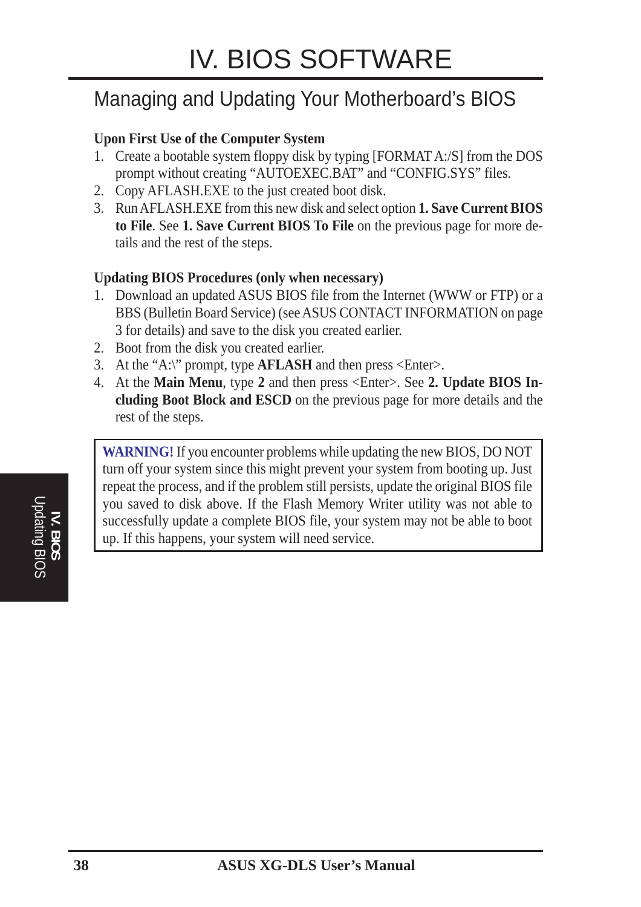# IV. BIOS SOFTWARE

## Managing and Updating Your Motherboard's BIOS

**Upon First Use of the Computer System**

1. Create a bootable system floppy disk by typing [FORMAT A:/S] from the DOS prompt without creating "AUTOEXEC.BAT" and "CONFIG.SYS" files.
2. Copy AFLASH.EXE to the just created boot disk.
3. Run AFLASH.EXE from this new disk and select option **1. Save Current BIOS to File**. See **1. Save Current BIOS To File** on the previous page for more details and the rest of the steps.

**Updating BIOS Procedures (only when necessary)**

1. Download an updated ASUS BIOS file from the Internet (WWW or FTP) or a BBS (Bulletin Board Service) (see ASUS CONTACT INFORMATION on page 3 for details) and save to the disk you created earlier.
2. Boot from the disk you created earlier.
3. At the "A:\" prompt, type **AFLASH** and then press <Enter>.
4. At the **Main Menu**, type **2** and then press <Enter>. See **2. Update BIOS Including Boot Block and ESCD** on the previous page for more details and the rest of the steps.

> **WARNING!** If you encounter problems while updating the new BIOS, DO NOT turn off your system since this might prevent your system from booting up. Just repeat the process, and if the problem still persists, update the original BIOS file you saved to disk above. If the Flash Memory Writer utility was not able to successfully update a complete BIOS file, your system may not be able to boot up. If this happens, your system will need service.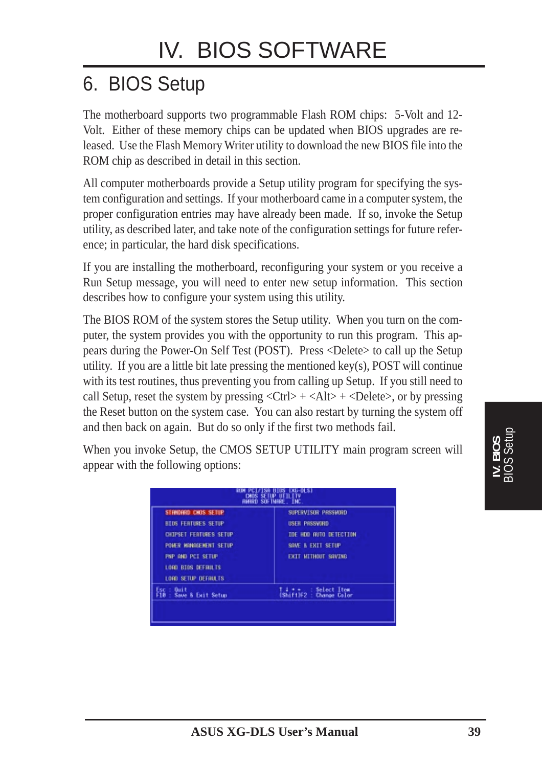## 6. BIOS Setup

The motherboard supports two programmable Flash ROM chips: 5-Volt and 12-Volt. Either of these memory chips can be updated when BIOS upgrades are released. Use the Flash Memory Writer utility to download the new BIOS file into the ROM chip as described in detail in this section.

All computer motherboards provide a Setup utility program for specifying the system configuration and settings. If your motherboard came in a computer system, the proper configuration entries may have already been made. If so, invoke the Setup utility, as described later, and take note of the configuration settings for future reference; in particular, the hard disk specifications.

If you are installing the motherboard, reconfiguring your system or you receive a Run Setup message, you will need to enter new setup information. This section describes how to configure your system using this utility.

The BIOS ROM of the system stores the Setup utility. When you turn on the computer, the system provides you with the opportunity to run this program. This appears during the Power-On Self Test (POST). Press <Delete> to call up the Setup utility. If you are a little bit late pressing the mentioned key(s), POST will continue with its test routines, thus preventing you from calling up Setup. If you still need to call Setup, reset the system by pressing <Ctrl> + <Alt> + <Delete>, or by pressing the Reset button on the system case. You can also restart by turning the system off and then back on again. But do so only if the first two methods fail.

When you invoke Setup, the CMOS SETUP UTILITY main program screen will appear with the following options:

```
                    ROM PCI/ISA BIOS (XG-DLS)
                       CMOS SETUP UTILITY
                      AWARD SOFTWARE, INC.

  STANDARD CMOS SETUP            SUPERVISOR PASSWORD
  BIOS FEATURES SETUP            USER PASSWORD
  CHIPSET FEATURES SETUP         IDE HDD AUTO DETECTION
  POWER MANAGEMENT SETUP         SAVE & EXIT SETUP
  PNP AND PCI SETUP              EXIT WITHOUT SAVING
  LOAD BIOS DEFAULTS
  LOAD SETUP DEFAULTS

Esc : Quit                       ↑ ↓ → ←   : Select Item
F10 : Save & Exit Setup          (Shift)F2 : Change Color
```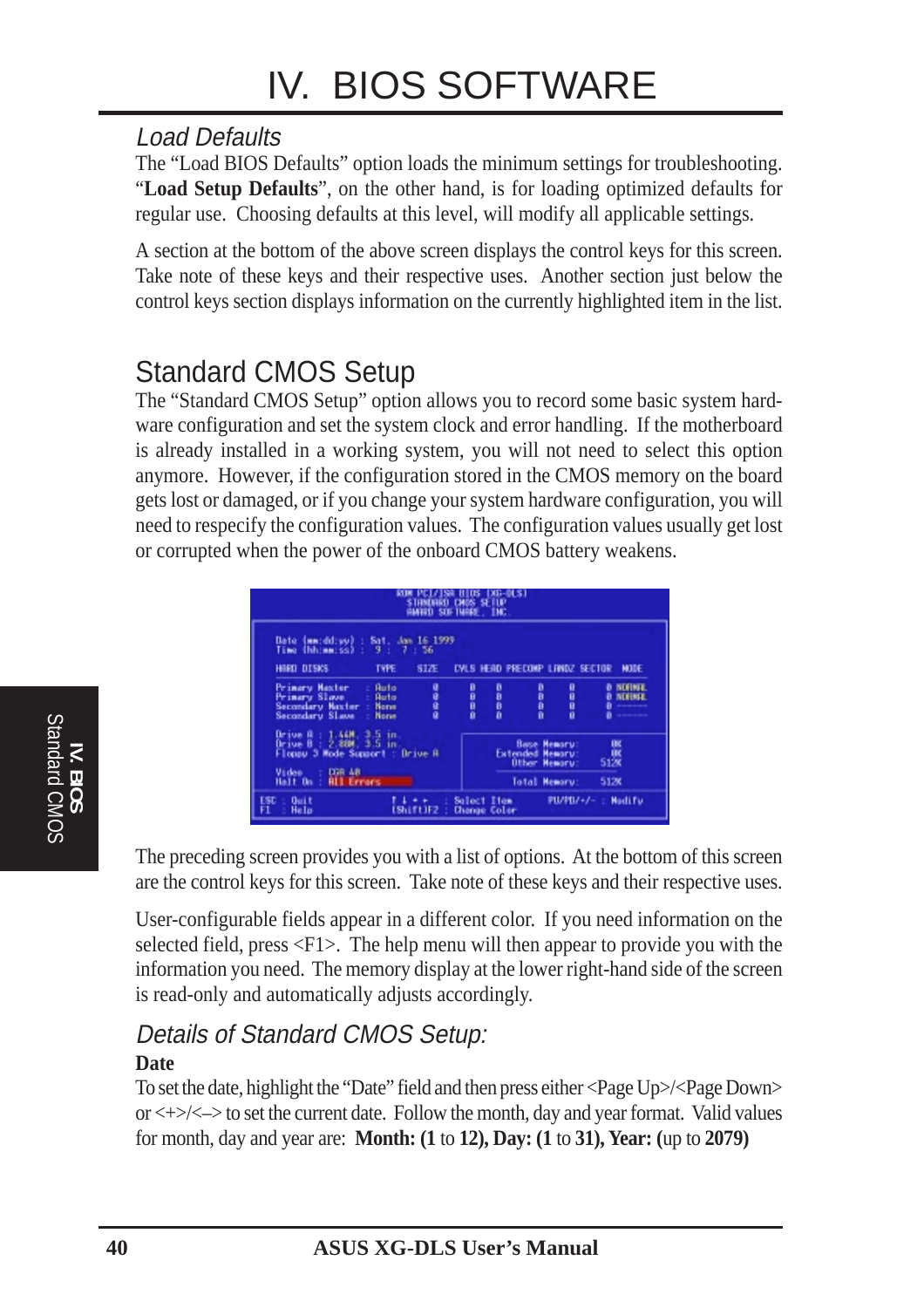## Load Defaults

The "Load BIOS Defaults" option loads the minimum settings for troubleshooting. "**Load Setup Defaults**", on the other hand, is for loading optimized defaults for regular use. Choosing defaults at this level, will modify all applicable settings.

A section at the bottom of the above screen displays the control keys for this screen. Take note of these keys and their respective uses. Another section just below the control keys section displays information on the currently highlighted item in the list.

# Standard CMOS Setup

The "Standard CMOS Setup" option allows you to record some basic system hardware configuration and set the system clock and error handling. If the motherboard is already installed in a working system, you will not need to select this option anymore. However, if the configuration stored in the CMOS memory on the board gets lost or damaged, or if you change your system hardware configuration, you will need to respecify the configuration values. The configuration values usually get lost or corrupted when the power of the onboard CMOS battery weakens.

The preceding screen provides you with a list of options. At the bottom of this screen are the control keys for this screen. Take note of these keys and their respective uses.

User-configurable fields appear in a different color. If you need information on the selected field, press <F1>. The help menu will then appear to provide you with the information you need. The memory display at the lower right-hand side of the screen is read-only and automatically adjusts accordingly.

## Details of Standard CMOS Setup:

**Date**

To set the date, highlight the "Date" field and then press either <Page Up>/<Page Down> or <+>/<–> to set the current date. Follow the month, day and year format. Valid values for month, day and year are: **Month: (1** to **12), Day: (1** to **31), Year: (**up to **2079)**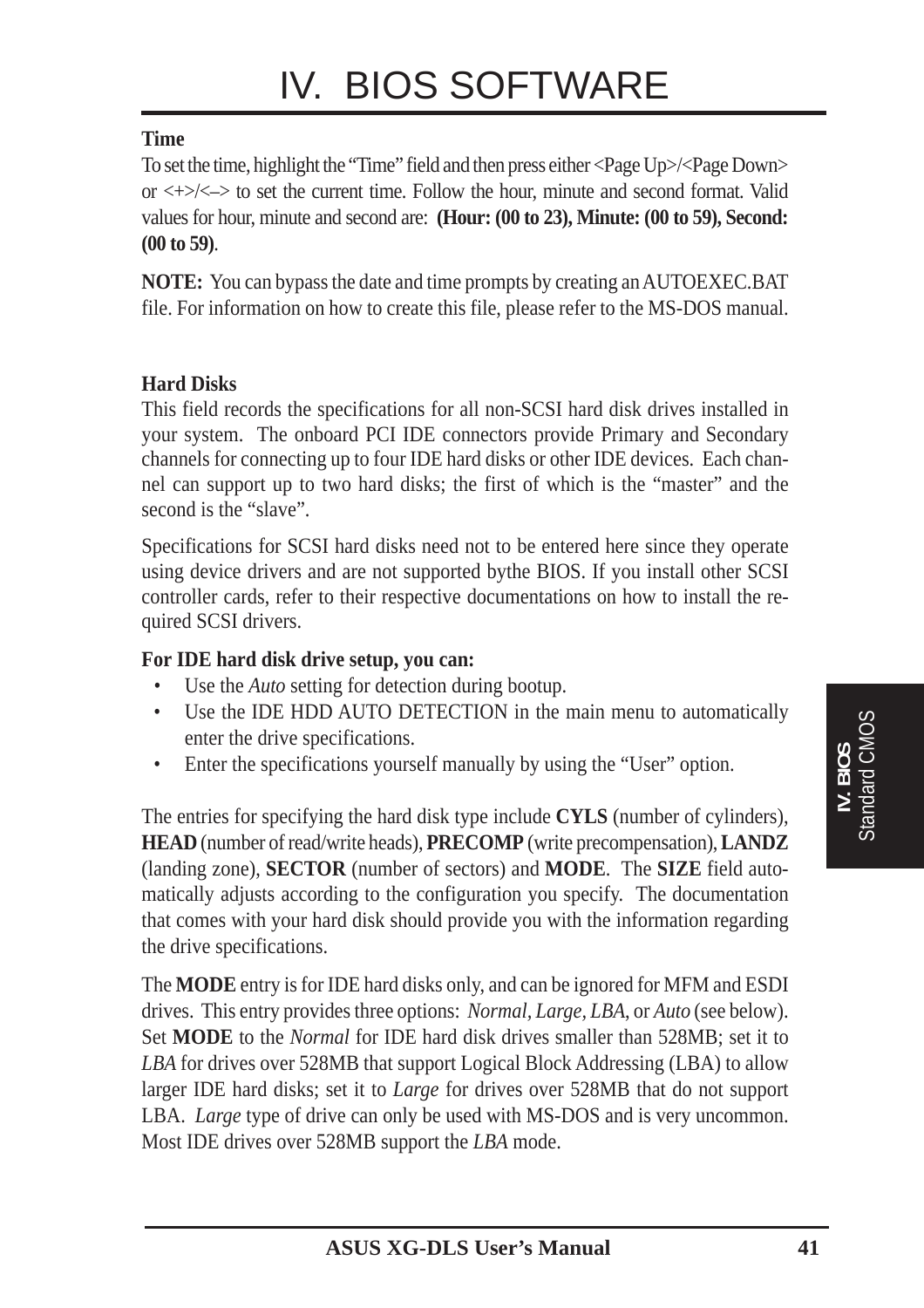**Time**

To set the time, highlight the "Time" field and then press either <Page Up>/<Page Down> or <+>/<–> to set the current time. Follow the hour, minute and second format. Valid values for hour, minute and second are: **(Hour: (00 to 23), Minute: (00 to 59), Second: (00 to 59)**.

**NOTE:** You can bypass the date and time prompts by creating an AUTOEXEC.BAT file. For information on how to create this file, please refer to the MS-DOS manual.

**Hard Disks**

This field records the specifications for all non-SCSI hard disk drives installed in your system. The onboard PCI IDE connectors provide Primary and Secondary channels for connecting up to four IDE hard disks or other IDE devices. Each channel can support up to two hard disks; the first of which is the "master" and the second is the "slave".

Specifications for SCSI hard disks need not to be entered here since they operate using device drivers and are not supported bythe BIOS. If you install other SCSI controller cards, refer to their respective documentations on how to install the required SCSI drivers.

**For IDE hard disk drive setup, you can:**

- Use the *Auto* setting for detection during bootup.
- Use the IDE HDD AUTO DETECTION in the main menu to automatically enter the drive specifications.
- Enter the specifications yourself manually by using the "User" option.

The entries for specifying the hard disk type include **CYLS** (number of cylinders), **HEAD** (number of read/write heads), **PRECOMP** (write precompensation), **LANDZ** (landing zone), **SECTOR** (number of sectors) and **MODE**. The **SIZE** field automatically adjusts according to the configuration you specify. The documentation that comes with your hard disk should provide you with the information regarding the drive specifications.

The **MODE** entry is for IDE hard disks only, and can be ignored for MFM and ESDI drives. This entry provides three options: *Normal*, *Large*, *LBA*, or *Auto* (see below). Set **MODE** to the *Normal* for IDE hard disk drives smaller than 528MB; set it to *LBA* for drives over 528MB that support Logical Block Addressing (LBA) to allow larger IDE hard disks; set it to *Large* for drives over 528MB that do not support LBA. *Large* type of drive can only be used with MS-DOS and is very uncommon. Most IDE drives over 528MB support the *LBA* mode.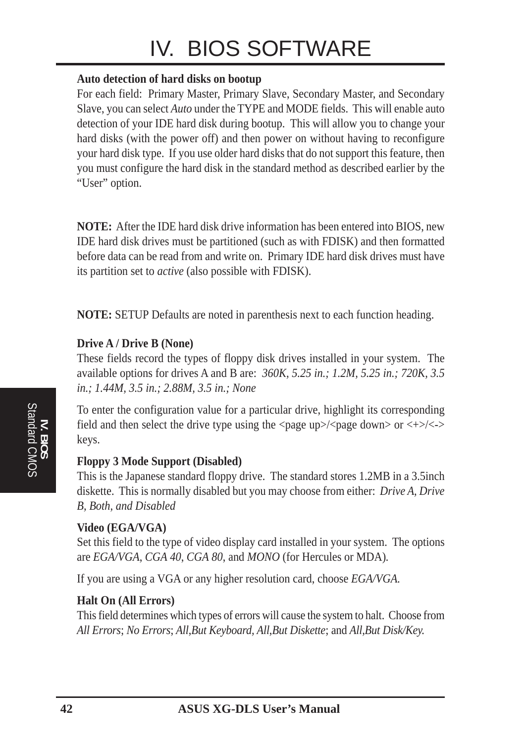**Auto detection of hard disks on bootup**

For each field: Primary Master, Primary Slave, Secondary Master, and Secondary Slave, you can select *Auto* under the TYPE and MODE fields. This will enable auto detection of your IDE hard disk during bootup. This will allow you to change your hard disks (with the power off) and then power on without having to reconfigure your hard disk type. If you use older hard disks that do not support this feature, then you must configure the hard disk in the standard method as described earlier by the "User" option.

**NOTE:** After the IDE hard disk drive information has been entered into BIOS, new IDE hard disk drives must be partitioned (such as with FDISK) and then formatted before data can be read from and write on. Primary IDE hard disk drives must have its partition set to *active* (also possible with FDISK).

**NOTE:** SETUP Defaults are noted in parenthesis next to each function heading.

**Drive A / Drive B (None)**

These fields record the types of floppy disk drives installed in your system. The available options for drives A and B are: *360K, 5.25 in.; 1.2M, 5.25 in.; 720K, 3.5 in.; 1.44M, 3.5 in.; 2.88M, 3.5 in.; None*

To enter the configuration value for a particular drive, highlight its corresponding field and then select the drive type using the <page up>/<page down> or <+>/<-> keys.

**Floppy 3 Mode Support (Disabled)**

This is the Japanese standard floppy drive. The standard stores 1.2MB in a 3.5inch diskette. This is normally disabled but you may choose from either: *Drive A, Drive B, Both, and Disabled*

**Video (EGA/VGA)**

Set this field to the type of video display card installed in your system. The options are *EGA/VGA*, *CGA 40*, *CGA 80*, and *MONO* (for Hercules or MDA).

If you are using a VGA or any higher resolution card, choose *EGA/VGA.*

**Halt On (All Errors)**

This field determines which types of errors will cause the system to halt. Choose from *All Errors*; *No Errors*; *All,But Keyboard, All,But Diskette*; and *All,But Disk/Key.*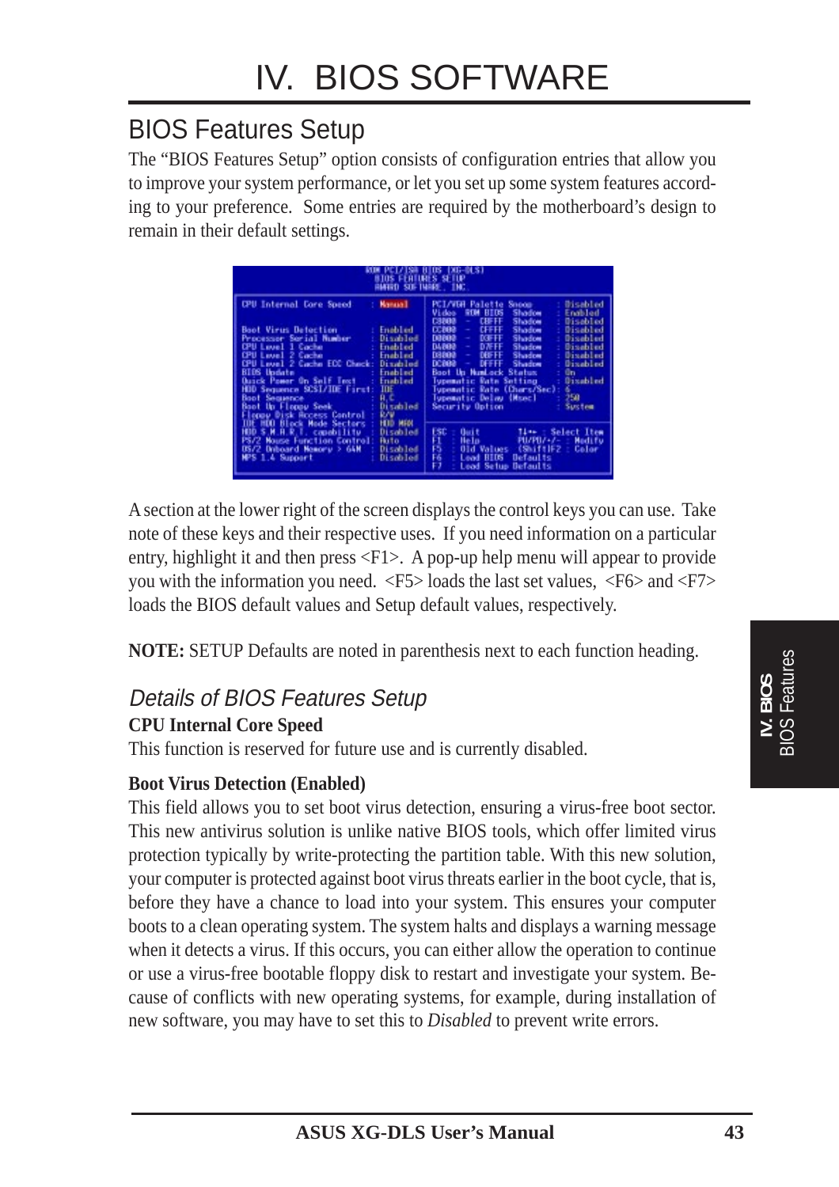# IV. BIOS SOFTWARE

## BIOS Features Setup

The "BIOS Features Setup" option consists of configuration entries that allow you to improve your system performance, or let you set up some system features according to your preference. Some entries are required by the motherboard's design to remain in their default settings.

```
                    ROM PCI/ISA BIOS (XG-DLS)
                      BIOS FEATURES SETUP
                      AWARD SOFTWARE, INC.

CPU Internal Core Speed      : Manual    | PCI/VGA Palette Snoop      : Disabled
                                         | Video   ROM BIOS  Shadow   : Enabled
                                         | C8000 - CBFFF  Shadow      : Disabled
Boot Virus Detection         : Enabled   | CC000 - CFFFF  Shadow      : Disabled
Processor Serial Number      : Disabled  | D0000 - D3FFF  Shadow      : Disabled
CPU Level 1 Cache            : Enabled   | D4000 - D7FFF  Shadow      : Disabled
CPU Level 2 Cache            : Enabled   | D8000 - DBFFF  Shadow      : Disabled
CPU Level 2 Cache ECC Check  : Disabled  | DC000 - DFFFF  Shadow      : Disabled
BIOS Update                  : Enabled   | Boot Up NumLock Status     : On
Quick Power On Self Test     : Enabled   | Typematic Rate Setting     : Disabled
HDD Sequence SCSI/IDE First  : IDE       | Typematic Rate (Chars/Sec) : 6
Boot Sequence                : A,C       | Typematic Delay (Msec)     : 250
Boot Up Floppy Seek          : Disabled  | Security Option            : System
Floppy Disk Access Control   : R/W       |
IDE HDD Block Mode Sectors   : HDD MAX   |
HDD S.M.A.R.T. capability    : Disabled  | ESC : Quit        ↑↓→← : Select Item
PS/2 Mouse Function Control  : Auto      | F1  : Help        PU/PD/+/- : Modify
OS/2 Onboard Memory > 64M    : Disabled  | F5  : Old Values  (Shift)F2 : Color
MPS 1.4 Support              : Disabled  | F6  : Load BIOS  Defaults
                                         | F7  : Load Setup Defaults
```

A section at the lower right of the screen displays the control keys you can use. Take note of these keys and their respective uses. If you need information on a particular entry, highlight it and then press <F1>. A pop-up help menu will appear to provide you with the information you need. <F5> loads the last set values, <F6> and <F7> loads the BIOS default values and Setup default values, respectively.

**NOTE:** SETUP Defaults are noted in parenthesis next to each function heading.

### *Details of BIOS Features Setup*

**CPU Internal Core Speed**

This function is reserved for future use and is currently disabled.

**Boot Virus Detection (Enabled)**

This field allows you to set boot virus detection, ensuring a virus-free boot sector. This new antivirus solution is unlike native BIOS tools, which offer limited virus protection typically by write-protecting the partition table. With this new solution, your computer is protected against boot virus threats earlier in the boot cycle, that is, before they have a chance to load into your system. This ensures your computer boots to a clean operating system. The system halts and displays a warning message when it detects a virus. If this occurs, you can either allow the operation to continue or use a virus-free bootable floppy disk to restart and investigate your system. Because of conflicts with new operating systems, for example, during installation of new software, you may have to set this to *Disabled* to prevent write errors.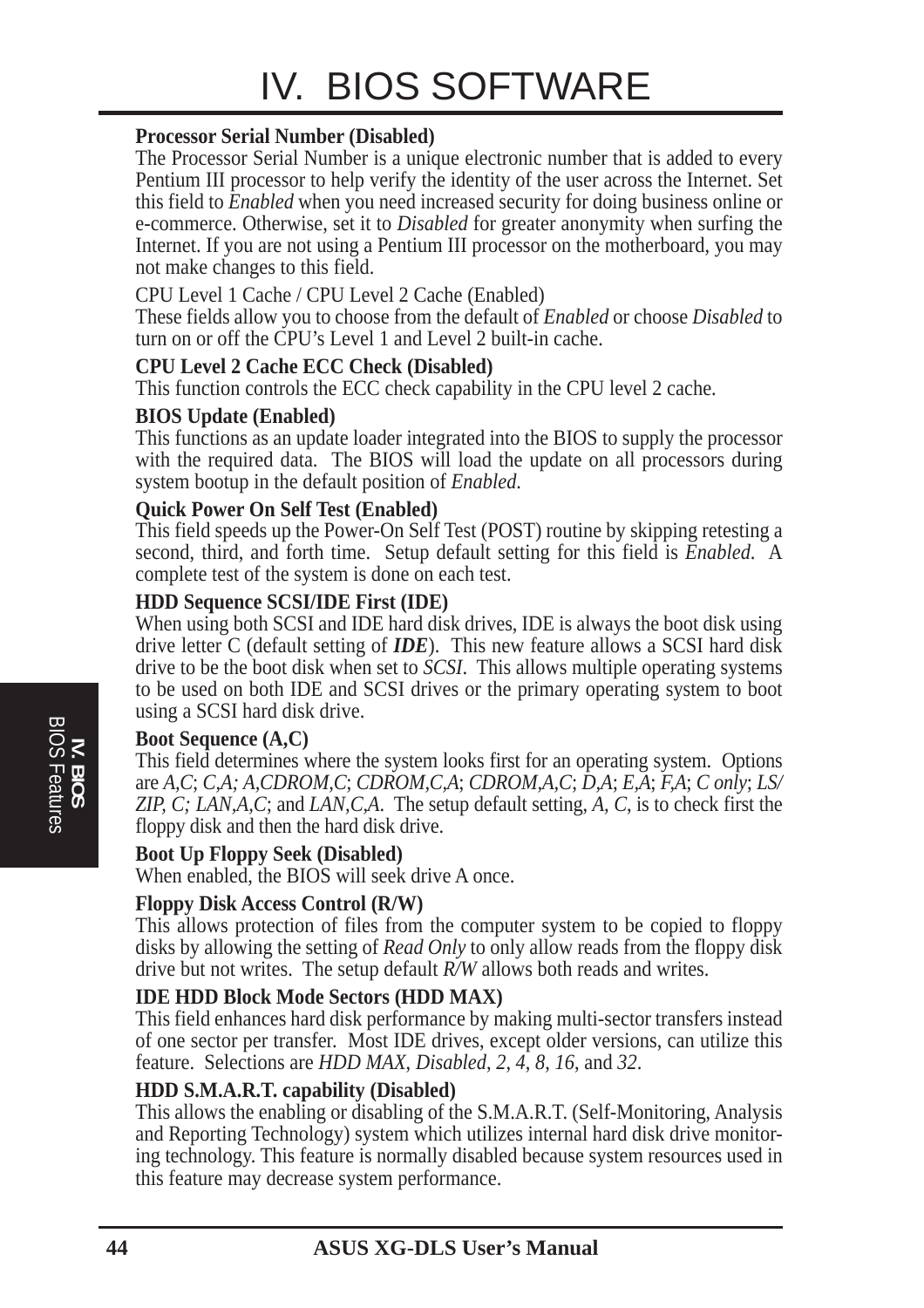**Processor Serial Number (Disabled)**
The Processor Serial Number is a unique electronic number that is added to every Pentium III processor to help verify the identity of the user across the Internet. Set this field to *Enabled* when you need increased security for doing business online or e-commerce. Otherwise, set it to *Disabled* for greater anonymity when surfing the Internet. If you are not using a Pentium III processor on the motherboard, you may not make changes to this field.

CPU Level 1 Cache / CPU Level 2 Cache (Enabled)
These fields allow you to choose from the default of *Enabled* or choose *Disabled* to turn on or off the CPU's Level 1 and Level 2 built-in cache.

**CPU Level 2 Cache ECC Check (Disabled)**
This function controls the ECC check capability in the CPU level 2 cache.

**BIOS Update (Enabled)**
This functions as an update loader integrated into the BIOS to supply the processor with the required data. The BIOS will load the update on all processors during system bootup in the default position of *Enabled*.

**Quick Power On Self Test (Enabled)**
This field speeds up the Power-On Self Test (POST) routine by skipping retesting a second, third, and forth time. Setup default setting for this field is *Enabled*. A complete test of the system is done on each test.

**HDD Sequence SCSI/IDE First (IDE)**
When using both SCSI and IDE hard disk drives, IDE is always the boot disk using drive letter C (default setting of ***IDE***). This new feature allows a SCSI hard disk drive to be the boot disk when set to *SCSI*. This allows multiple operating systems to be used on both IDE and SCSI drives or the primary operating system to boot using a SCSI hard disk drive.

**Boot Sequence (A,C)**
This field determines where the system looks first for an operating system. Options are *A,C*; *C,A; A,CDROM,C*; *CDROM,C,A*; *CDROM,A,C*; *D,A*; *E,A*; *F,A*; *C only*; *LS/ZIP, C; LAN,A,C*; and *LAN,C,A*. The setup default setting, *A, C*, is to check first the floppy disk and then the hard disk drive.

**Boot Up Floppy Seek (Disabled)**
When enabled, the BIOS will seek drive A once.

**Floppy Disk Access Control (R/W)**
This allows protection of files from the computer system to be copied to floppy disks by allowing the setting of *Read Only* to only allow reads from the floppy disk drive but not writes. The setup default *R/W* allows both reads and writes.

**IDE HDD Block Mode Sectors (HDD MAX)**
This field enhances hard disk performance by making multi-sector transfers instead of one sector per transfer. Most IDE drives, except older versions, can utilize this feature. Selections are *HDD MAX*, *Disabled*, *2*, *4*, *8*, *16*, and *32*.

**HDD S.M.A.R.T. capability (Disabled)**
This allows the enabling or disabling of the S.M.A.R.T. (Self-Monitoring, Analysis and Reporting Technology) system which utilizes internal hard disk drive monitoring technology. This feature is normally disabled because system resources used in this feature may decrease system performance.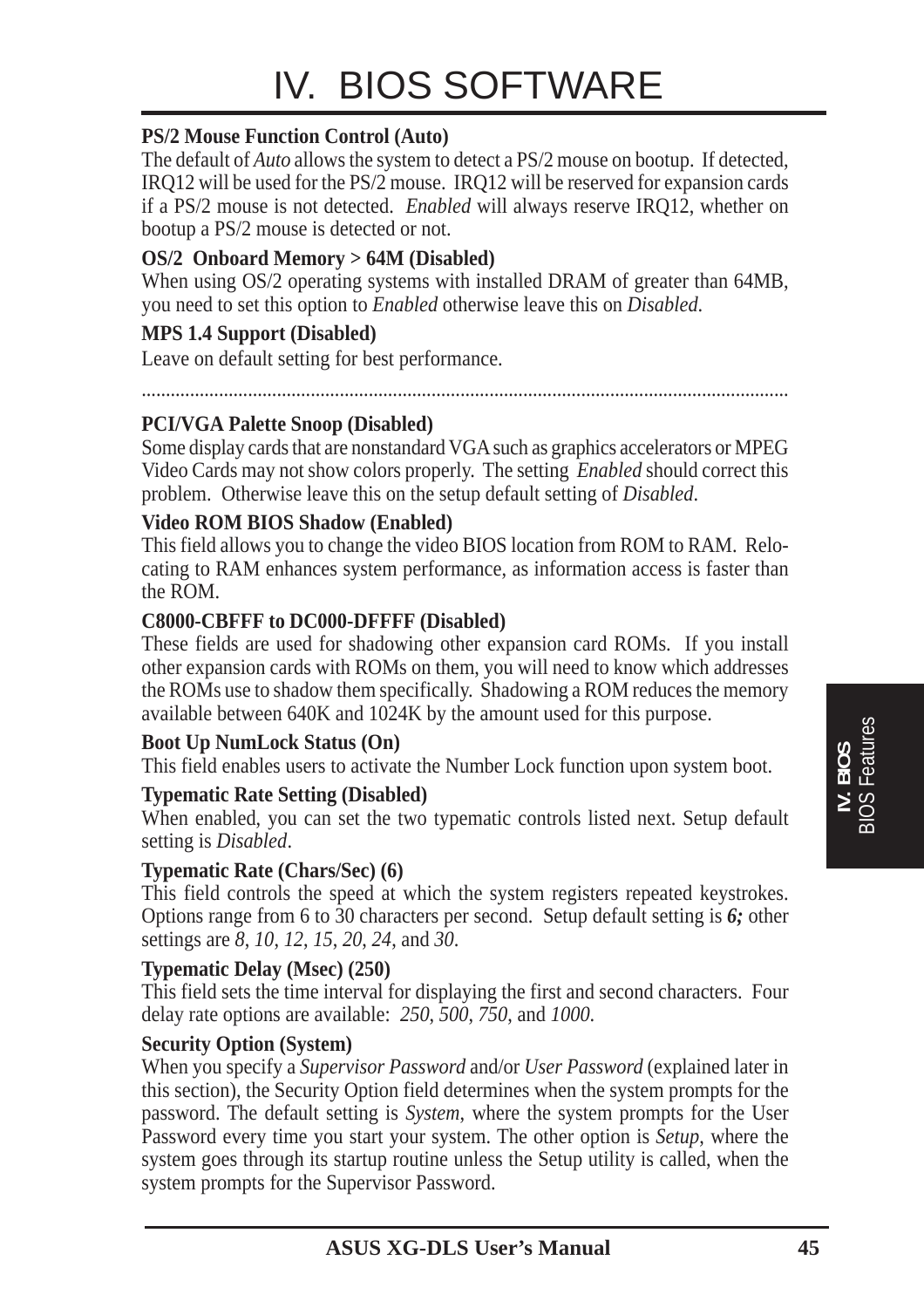# IV. BIOS SOFTWARE

**PS/2 Mouse Function Control (Auto)**

The default of *Auto* allows the system to detect a PS/2 mouse on bootup. If detected, IRQ12 will be used for the PS/2 mouse. IRQ12 will be reserved for expansion cards if a PS/2 mouse is not detected. *Enabled* will always reserve IRQ12, whether on bootup a PS/2 mouse is detected or not.

**OS/2 Onboard Memory > 64M (Disabled)**

When using OS/2 operating systems with installed DRAM of greater than 64MB, you need to set this option to *Enabled* otherwise leave this on *Disabled*.

**MPS 1.4 Support (Disabled)**

Leave on default setting for best performance.

.............................................................................................................................................

**PCI/VGA Palette Snoop (Disabled)**

Some display cards that are nonstandard VGA such as graphics accelerators or MPEG Video Cards may not show colors properly. The setting *Enabled* should correct this problem. Otherwise leave this on the setup default setting of *Disabled*.

**Video ROM BIOS Shadow (Enabled)**

This field allows you to change the video BIOS location from ROM to RAM. Relocating to RAM enhances system performance, as information access is faster than the ROM.

**C8000-CBFFF to DC000-DFFFF (Disabled)**

These fields are used for shadowing other expansion card ROMs. If you install other expansion cards with ROMs on them, you will need to know which addresses the ROMs use to shadow them specifically. Shadowing a ROM reduces the memory available between 640K and 1024K by the amount used for this purpose.

**Boot Up NumLock Status (On)**

This field enables users to activate the Number Lock function upon system boot.

**Typematic Rate Setting (Disabled)**

When enabled, you can set the two typematic controls listed next. Setup default setting is *Disabled*.

**Typematic Rate (Chars/Sec) (6)**

This field controls the speed at which the system registers repeated keystrokes. Options range from 6 to 30 characters per second. Setup default setting is ***6;*** other settings are *8*, *10*, *12*, *15*, *20*, *24*, and *30*.

**Typematic Delay (Msec) (250)**

This field sets the time interval for displaying the first and second characters. Four delay rate options are available: *250*, *500*, *750*, and *1000*.

**Security Option (System)**

When you specify a *Supervisor Password* and/or *User Password* (explained later in this section), the Security Option field determines when the system prompts for the password. The default setting is *System*, where the system prompts for the User Password every time you start your system. The other option is *Setup*, where the system goes through its startup routine unless the Setup utility is called, when the system prompts for the Supervisor Password.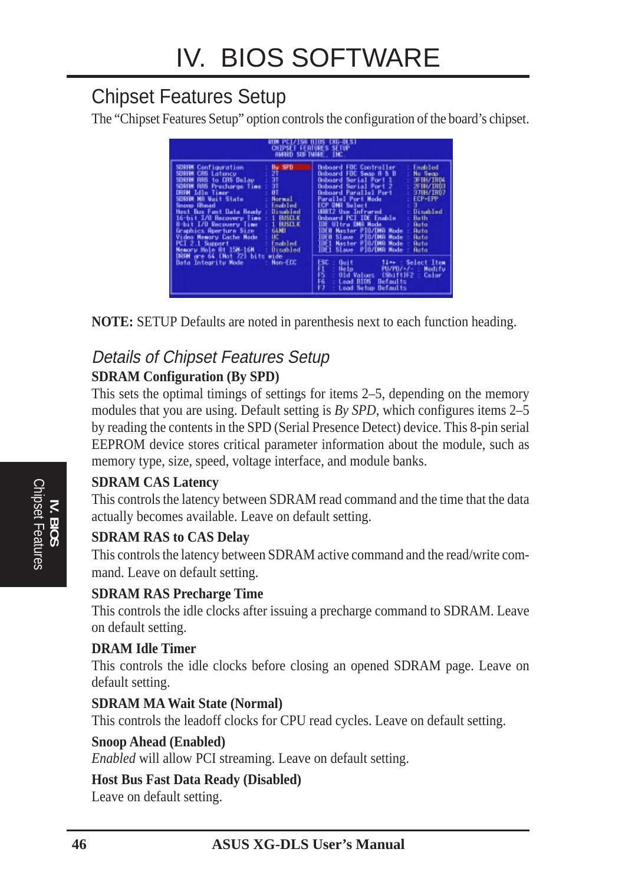## Chipset Features Setup

The “Chipset Features Setup” option controls the configuration of the board’s chipset.

```
                    ROM PCI/ISA BIOS (XG-DLS)
                     CHIPSET FEATURES SETUP
                      AWARD SOFTWARE, INC.

SDRAM Configuration      : By SPD     Onboard FDC Controller   : Enabled
SDRAM CAS Latency        : 2T         Onboard FDC Swap A & B   : No Swap
SDRAM RAS to CAS Delay   : 3T         Onboard Serial Port 1    : 3F8H/IRQ4
SDRAM RAS Precharge Time : 3T         Onboard Serial Port 2    : 2F8H/IRQ3
DRAM Idle Timer          : 0T         Onboard Parallel Port    : 378H/IRQ7
SDRAM MA Wait State      : Normal     Parallel Port Mode       : ECP+EPP
Snoop Ahead              : Enabled    ECP DMA Select           : 3
Host Bus Fast Data Ready : Disabled   UART2 Use Infrared       : Disabled
16-bit I/O Recovery Time : 1 BUSCLK   Onboard PCI IDE Enable   : Both
8-bit I/O Recovery Time  : 1 BUSCLK   IDE Ultra DMA Mode       : Auto
Graphics Aperture Size   : 64MB       IDE0 Master PIO/DMA Mode : Auto
Video Memory Cache Mode  : UC         IDE0 Slave  PIO/DMA Mode : Auto
PCI 2.1 Support          : Enabled    IDE1 Master PIO/DMA Mode : Auto
Memory Hole At 15M-16M   : Disabled   IDE1 Slave  PIO/DMA Mode : Auto
DRAM are 64 (Not 72) bits wide
Data Integrity Mode      : Non-ECC    ESC : Quit         ↑↓→← : Select Item
                                      F1  : Help         PU/PD/+/- : Modify
                                      F5  : Old Values   (Shift)F2 : Color
                                      F6  : Load BIOS Defaults
                                      F7  : Load Setup Defaults
```

**NOTE:** SETUP Defaults are noted in parenthesis next to each function heading.

### *Details of Chipset Features Setup*

**SDRAM Configuration (By SPD)**

This sets the optimal timings of settings for items 2–5, depending on the memory modules that you are using. Default setting is *By SPD*, which configures items 2–5 by reading the contents in the SPD (Serial Presence Detect) device. This 8-pin serial EEPROM device stores critical parameter information about the module, such as memory type, size, speed, voltage interface, and module banks.

**SDRAM CAS Latency**

This controls the latency between SDRAM read command and the time that the data actually becomes available. Leave on default setting.

**SDRAM RAS to CAS Delay**

This controls the latency between SDRAM active command and the read/write command. Leave on default setting.

**SDRAM RAS Precharge Time**

This controls the idle clocks after issuing a precharge command to SDRAM. Leave on default setting.

**DRAM Idle Timer**

This controls the idle clocks before closing an opened SDRAM page. Leave on default setting.

**SDRAM MA Wait State (Normal)**

This controls the leadoff clocks for CPU read cycles. Leave on default setting.

**Snoop Ahead (Enabled)**

*Enabled* will allow PCI streaming. Leave on default setting.

**Host Bus Fast Data Ready (Disabled)**

Leave on default setting.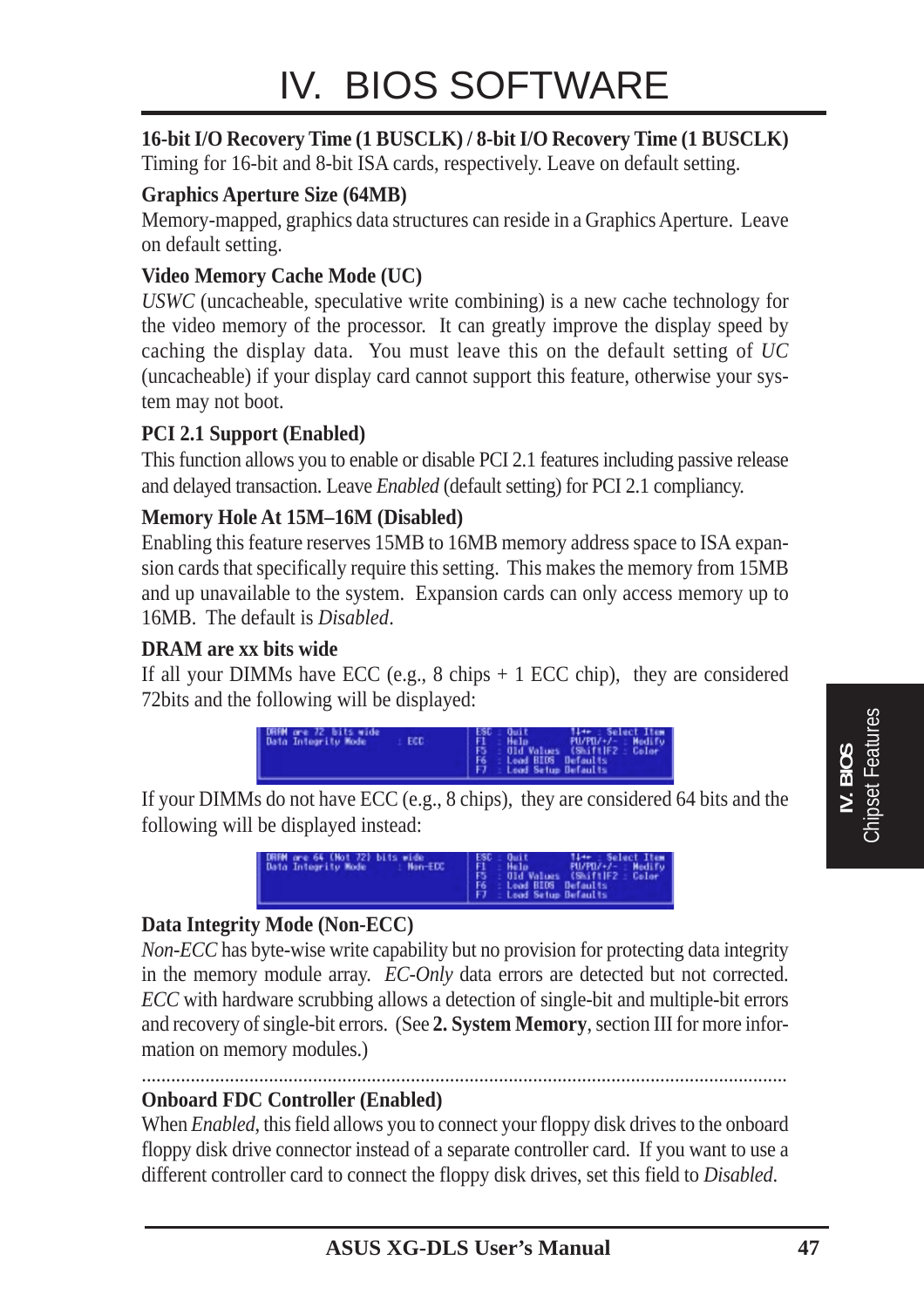**16-bit I/O Recovery Time (1 BUSCLK) / 8-bit I/O Recovery Time (1 BUSCLK)**
Timing for 16-bit and 8-bit ISA cards, respectively. Leave on default setting.

**Graphics Aperture Size (64MB)**
Memory-mapped, graphics data structures can reside in a Graphics Aperture. Leave on default setting.

**Video Memory Cache Mode (UC)**
*USWC* (uncacheable, speculative write combining) is a new cache technology for the video memory of the processor. It can greatly improve the display speed by caching the display data. You must leave this on the default setting of *UC* (uncacheable) if your display card cannot support this feature, otherwise your system may not boot.

**PCI 2.1 Support (Enabled)**
This function allows you to enable or disable PCI 2.1 features including passive release and delayed transaction. Leave *Enabled* (default setting) for PCI 2.1 compliancy.

**Memory Hole At 15M–16M (Disabled)**
Enabling this feature reserves 15MB to 16MB memory address space to ISA expansion cards that specifically require this setting. This makes the memory from 15MB and up unavailable to the system. Expansion cards can only access memory up to 16MB. The default is *Disabled*.

**DRAM are xx bits wide**
If all your DIMMs have ECC (e.g., 8 chips + 1 ECC chip), they are considered 72bits and the following will be displayed:

```
DRAM are 72 bits wide
Data Integrity Mode        : ECC
```

If your DIMMs do not have ECC (e.g., 8 chips), they are considered 64 bits and the following will be displayed instead:

```
DRAM are 64 (Not 72) bits wide
Data Integrity Mode        : Non-ECC
```

**Data Integrity Mode (Non-ECC)**
*Non-ECC* has byte-wise write capability but no provision for protecting data integrity in the memory module array. *EC-Only* data errors are detected but not corrected. *ECC* with hardware scrubbing allows a detection of single-bit and multiple-bit errors and recovery of single-bit errors. (See **2. System Memory**, section III for more information on memory modules.)

---

**Onboard FDC Controller (Enabled)**
When *Enabled*, this field allows you to connect your floppy disk drives to the onboard floppy disk drive connector instead of a separate controller card. If you want to use a different controller card to connect the floppy disk drives, set this field to *Disabled*.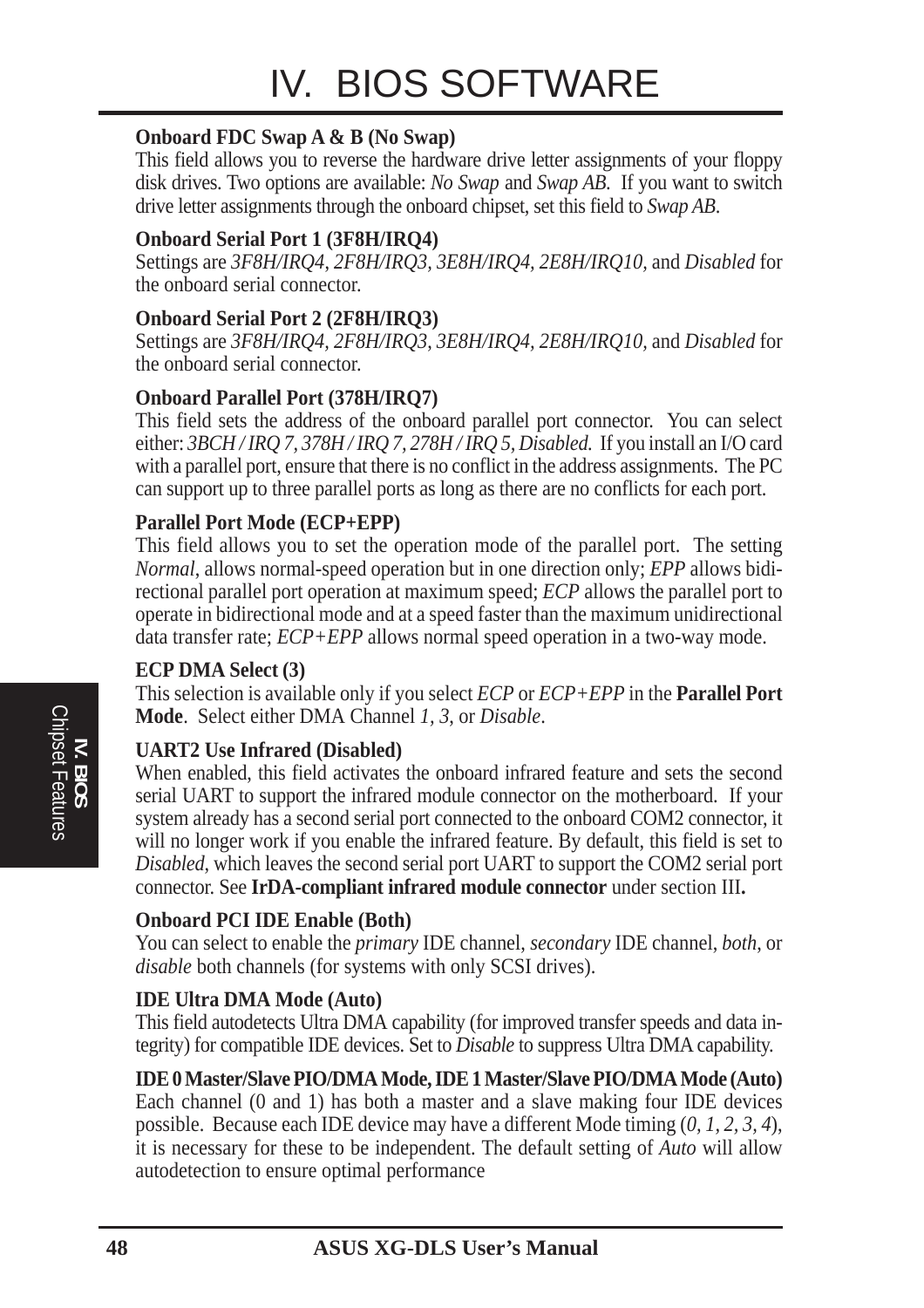**Onboard FDC Swap A & B (No Swap)**
This field allows you to reverse the hardware drive letter assignments of your floppy disk drives. Two options are available: *No Swap* and *Swap AB*. If you want to switch drive letter assignments through the onboard chipset, set this field to *Swap AB*.

**Onboard Serial Port 1 (3F8H/IRQ4)**
Settings are *3F8H/IRQ4, 2F8H/IRQ3, 3E8H/IRQ4, 2E8H/IRQ10*, and *Disabled* for the onboard serial connector.

**Onboard Serial Port 2 (2F8H/IRQ3)**
Settings are *3F8H/IRQ4, 2F8H/IRQ3, 3E8H/IRQ4, 2E8H/IRQ10*, and *Disabled* for the onboard serial connector.

**Onboard Parallel Port (378H/IRQ7)**
This field sets the address of the onboard parallel port connector. You can select either: *3BCH / IRQ 7, 378H / IRQ 7, 278H / IRQ 5, Disabled.* If you install an I/O card with a parallel port, ensure that there is no conflict in the address assignments. The PC can support up to three parallel ports as long as there are no conflicts for each port.

**Parallel Port Mode (ECP+EPP)**
This field allows you to set the operation mode of the parallel port. The setting *Normal*, allows normal-speed operation but in one direction only; *EPP* allows bidirectional parallel port operation at maximum speed; *ECP* allows the parallel port to operate in bidirectional mode and at a speed faster than the maximum unidirectional data transfer rate; *ECP+EPP* allows normal speed operation in a two-way mode.

**ECP DMA Select (3)**
This selection is available only if you select *ECP* or *ECP+EPP* in the **Parallel Port Mode**. Select either DMA Channel *1, 3*, or *Disable*.

**UART2 Use Infrared (Disabled)**
When enabled, this field activates the onboard infrared feature and sets the second serial UART to support the infrared module connector on the motherboard. If your system already has a second serial port connected to the onboard COM2 connector, it will no longer work if you enable the infrared feature. By default, this field is set to *Disabled*, which leaves the second serial port UART to support the COM2 serial port connector. See **IrDA-compliant infrared module connector** under section III**.**

**Onboard PCI IDE Enable (Both)**
You can select to enable the *primary* IDE channel, *secondary* IDE channel, *both*, or *disable* both channels (for systems with only SCSI drives).

**IDE Ultra DMA Mode (Auto)**
This field autodetects Ultra DMA capability (for improved transfer speeds and data integrity) for compatible IDE devices. Set to *Disable* to suppress Ultra DMA capability.

**IDE 0 Master/Slave PIO/DMA Mode, IDE 1 Master/Slave PIO/DMA Mode (Auto)**
Each channel (0 and 1) has both a master and a slave making four IDE devices possible. Because each IDE device may have a different Mode timing (*0, 1, 2, 3, 4*), it is necessary for these to be independent. The default setting of *Auto* will allow autodetection to ensure optimal performance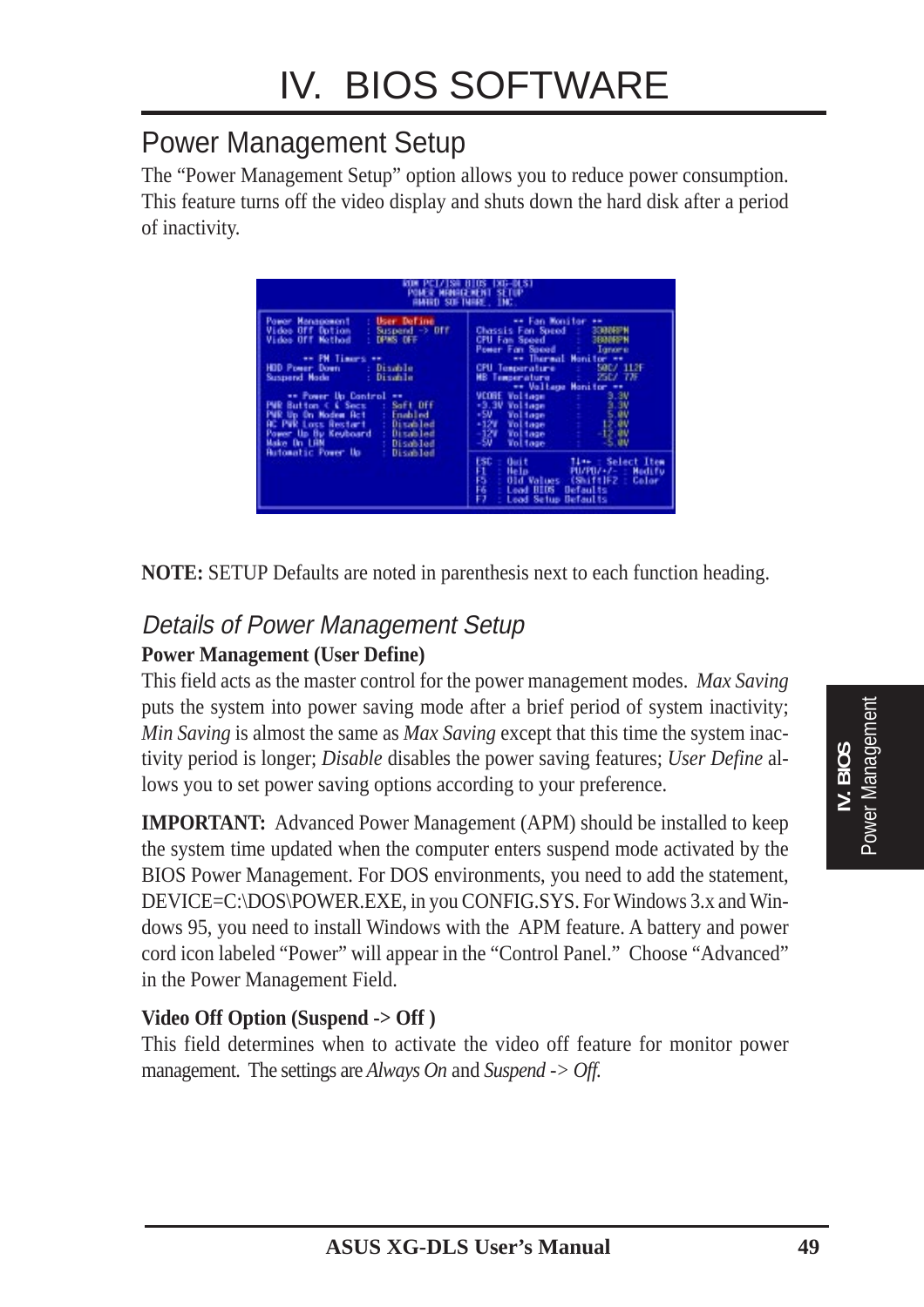# IV. BIOS SOFTWARE

## Power Management Setup

The “Power Management Setup” option allows you to reduce power consumption. This feature turns off the video display and shuts down the hard disk after a period of inactivity.

**NOTE:** SETUP Defaults are noted in parenthesis next to each function heading.

### *Details of Power Management Setup*

**Power Management (User Define)**

This field acts as the master control for the power management modes. *Max Saving* puts the system into power saving mode after a brief period of system inactivity; *Min Saving* is almost the same as *Max Saving* except that this time the system inactivity period is longer; *Disable* disables the power saving features; *User Define* allows you to set power saving options according to your preference.

**IMPORTANT:** Advanced Power Management (APM) should be installed to keep the system time updated when the computer enters suspend mode activated by the BIOS Power Management. For DOS environments, you need to add the statement, DEVICE=C:\DOS\POWER.EXE, in you CONFIG.SYS. For Windows 3.x and Windows 95, you need to install Windows with the APM feature. A battery and power cord icon labeled “Power” will appear in the “Control Panel.” Choose “Advanced” in the Power Management Field.

**Video Off Option (Suspend -> Off )**

This field determines when to activate the video off feature for monitor power management. The settings are *Always On* and *Suspend -> Off*.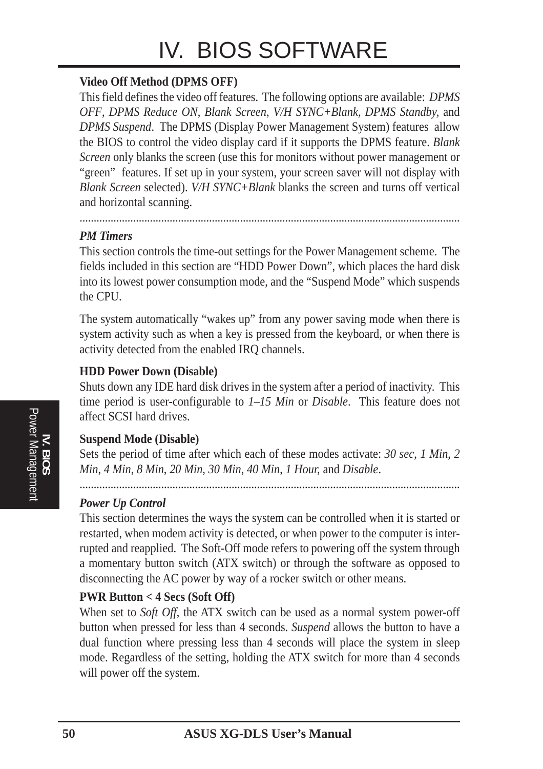**Video Off Method (DPMS OFF)**

This field defines the video off features. The following options are available: *DPMS OFF*, *DPMS Reduce ON*, *Blank Screen*, *V/H SYNC+Blank*, *DPMS Standby,* and *DPMS Suspend*. The DPMS (Display Power Management System) features allow the BIOS to control the video display card if it supports the DPMS feature. *Blank Screen* only blanks the screen (use this for monitors without power management or "green" features. If set up in your system, your screen saver will not display with *Blank Screen* selected). *V/H SYNC+Blank* blanks the screen and turns off vertical and horizontal scanning.

---

***PM Timers***

This section controls the time-out settings for the Power Management scheme. The fields included in this section are "HDD Power Down", which places the hard disk into its lowest power consumption mode, and the "Suspend Mode" which suspends the CPU.

The system automatically "wakes up" from any power saving mode when there is system activity such as when a key is pressed from the keyboard, or when there is activity detected from the enabled IRQ channels.

**HDD Power Down (Disable)**

Shuts down any IDE hard disk drives in the system after a period of inactivity. This time period is user-configurable to *1–15 Min* or *Disable*. This feature does not affect SCSI hard drives.

**Suspend Mode (Disable)**

Sets the period of time after which each of these modes activate: *30 sec*, *1 Min*, *2 Min*, *4 Min*, *8 Min*, *20 Min*, *30 Min*, *40 Min*, *1 Hour,* and *Disable*.

---

***Power Up Control***

This section determines the ways the system can be controlled when it is started or restarted, when modem activity is detected, or when power to the computer is interrupted and reapplied. The Soft-Off mode refers to powering off the system through a momentary button switch (ATX switch) or through the software as opposed to disconnecting the AC power by way of a rocker switch or other means.

**PWR Button < 4 Secs (Soft Off)**

When set to *Soft Off,* the ATX switch can be used as a normal system power-off button when pressed for less than 4 seconds. *Suspend* allows the button to have a dual function where pressing less than 4 seconds will place the system in sleep mode. Regardless of the setting, holding the ATX switch for more than 4 seconds will power off the system.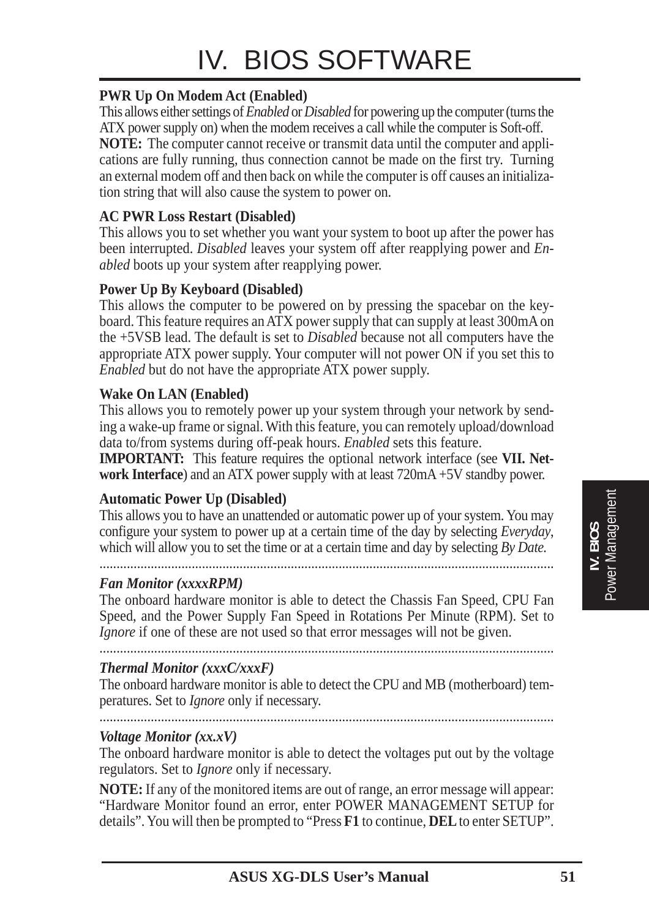# IV. BIOS SOFTWARE

**PWR Up On Modem Act (Enabled)**

This allows either settings of *Enabled* or *Disabled* for powering up the computer (turns the ATX power supply on) when the modem receives a call while the computer is Soft-off.

**NOTE:** The computer cannot receive or transmit data until the computer and applications are fully running, thus connection cannot be made on the first try. Turning an external modem off and then back on while the computer is off causes an initialization string that will also cause the system to power on.

**AC PWR Loss Restart (Disabled)**

This allows you to set whether you want your system to boot up after the power has been interrupted. *Disabled* leaves your system off after reapplying power and *Enabled* boots up your system after reapplying power.

**Power Up By Keyboard (Disabled)**

This allows the computer to be powered on by pressing the spacebar on the keyboard. This feature requires an ATX power supply that can supply at least 300mA on the +5VSB lead. The default is set to *Disabled* because not all computers have the appropriate ATX power supply. Your computer will not power ON if you set this to *Enabled* but do not have the appropriate ATX power supply.

**Wake On LAN (Enabled)**

This allows you to remotely power up your system through your network by sending a wake-up frame or signal. With this feature, you can remotely upload/download data to/from systems during off-peak hours. *Enabled* sets this feature.

**IMPORTANT:** This feature requires the optional network interface (see **VII. Network Interface**) and an ATX power supply with at least 720mA +5V standby power.

**Automatic Power Up (Disabled)**

This allows you to have an unattended or automatic power up of your system. You may configure your system to power up at a certain time of the day by selecting *Everyday*, which will allow you to set the time or at a certain time and day by selecting *By Date.*

---

***Fan Monitor (xxxxRPM)***

The onboard hardware monitor is able to detect the Chassis Fan Speed, CPU Fan Speed, and the Power Supply Fan Speed in Rotations Per Minute (RPM). Set to *Ignore* if one of these are not used so that error messages will not be given.

---

***Thermal Monitor (xxxC/xxxF)***

The onboard hardware monitor is able to detect the CPU and MB (motherboard) temperatures. Set to *Ignore* only if necessary.

---

***Voltage Monitor (xx.xV)***

The onboard hardware monitor is able to detect the voltages put out by the voltage regulators. Set to *Ignore* only if necessary.

**NOTE:** If any of the monitored items are out of range, an error message will appear: "Hardware Monitor found an error, enter POWER MANAGEMENT SETUP for details". You will then be prompted to "Press **F1** to continue, **DEL** to enter SETUP".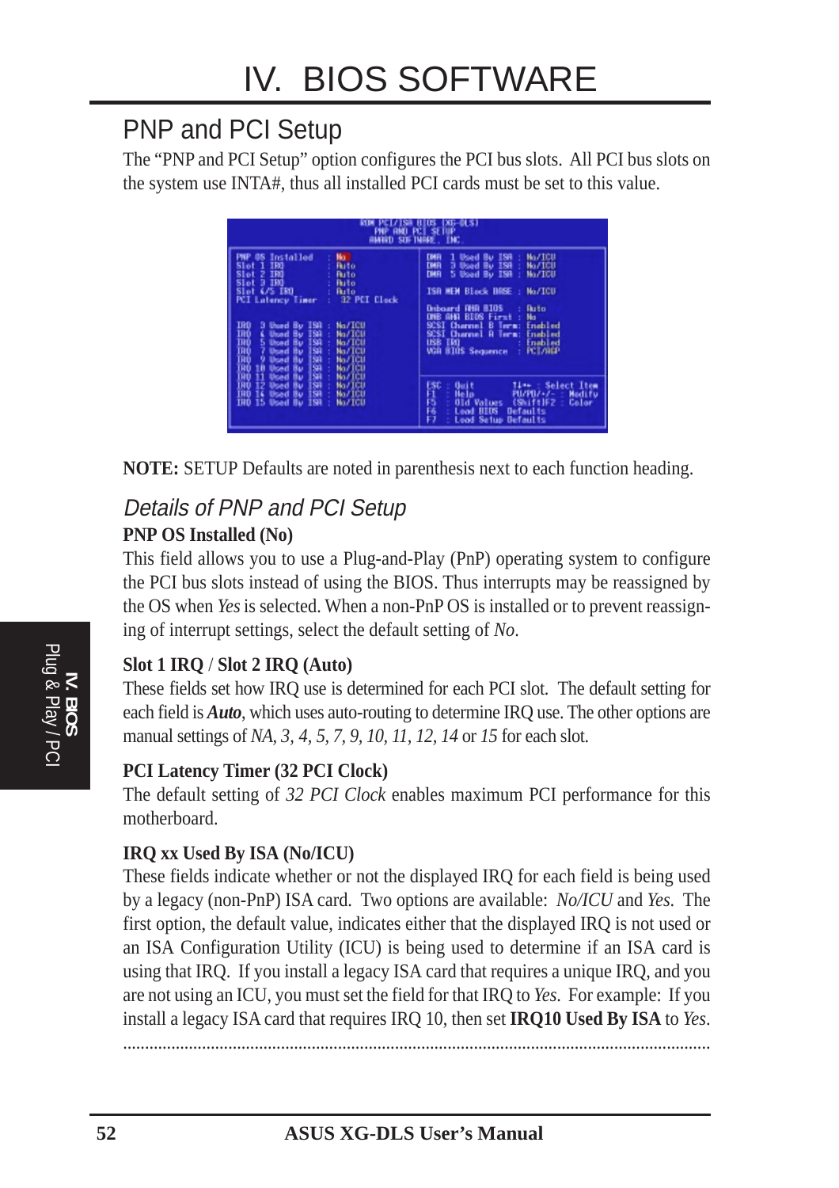# IV. BIOS SOFTWARE

## PNP and PCI Setup

The "PNP and PCI Setup" option configures the PCI bus slots. All PCI bus slots on the system use INTA#, thus all installed PCI cards must be set to this value.

**NOTE:** SETUP Defaults are noted in parenthesis next to each function heading.

### *Details of PNP and PCI Setup*

**PNP OS Installed (No)**

This field allows you to use a Plug-and-Play (PnP) operating system to configure the PCI bus slots instead of using the BIOS. Thus interrupts may be reassigned by the OS when *Yes* is selected. When a non-PnP OS is installed or to prevent reassigning of interrupt settings, select the default setting of *No*.

**Slot 1 IRQ / Slot 2 IRQ (Auto)**

These fields set how IRQ use is determined for each PCI slot. The default setting for each field is ***Auto***, which uses auto-routing to determine IRQ use. The other options are manual settings of *NA*, *3*, *4*, *5*, *7*, *9*, *10*, *11*, *12*, *14* or *15* for each slot.

**PCI Latency Timer (32 PCI Clock)**

The default setting of *32 PCI Clock* enables maximum PCI performance for this motherboard.

**IRQ xx Used By ISA (No/ICU)**

These fields indicate whether or not the displayed IRQ for each field is being used by a legacy (non-PnP) ISA card. Two options are available: *No/ICU* and *Yes*. The first option, the default value, indicates either that the displayed IRQ is not used or an ISA Configuration Utility (ICU) is being used to determine if an ISA card is using that IRQ. If you install a legacy ISA card that requires a unique IRQ, and you are not using an ICU, you must set the field for that IRQ to *Yes*. For example: If you install a legacy ISA card that requires IRQ 10, then set **IRQ10 Used By ISA** to *Yes*.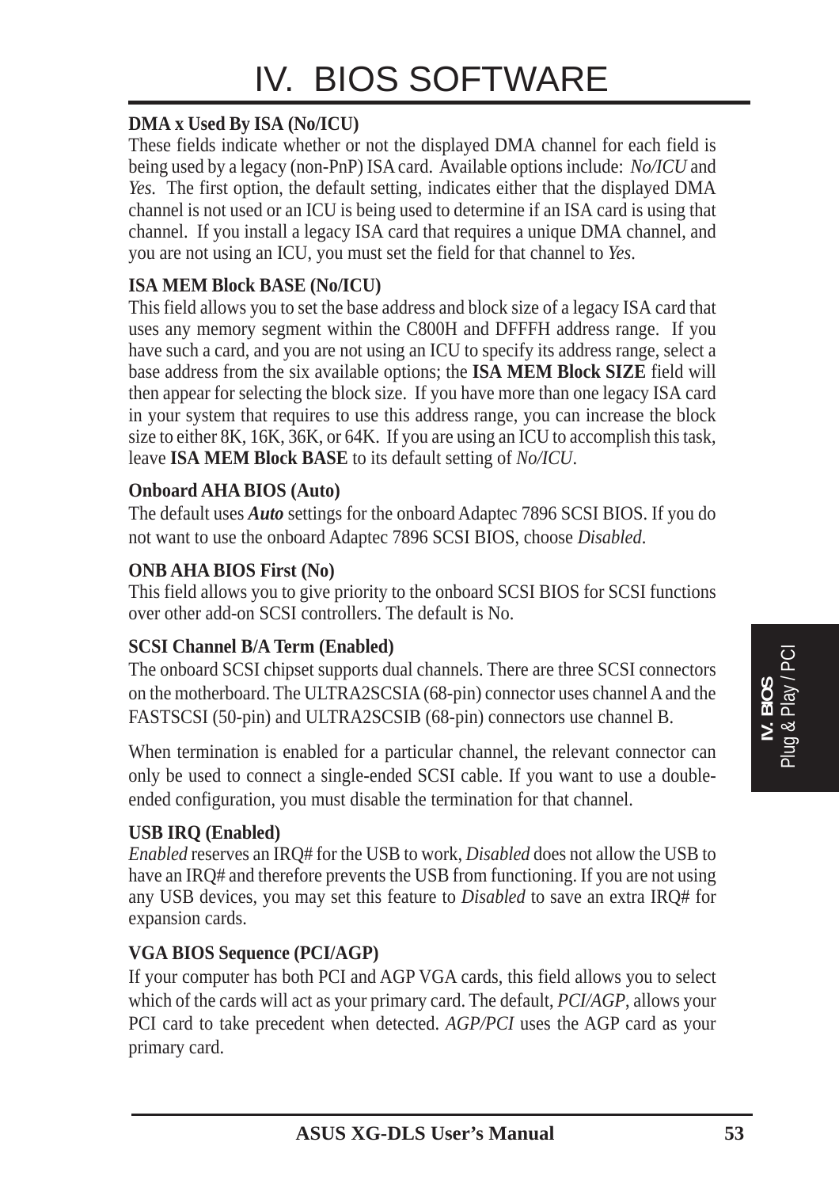**DMA x Used By ISA (No/ICU)**

These fields indicate whether or not the displayed DMA channel for each field is being used by a legacy (non-PnP) ISA card. Available options include: *No/ICU* and *Yes*. The first option, the default setting, indicates either that the displayed DMA channel is not used or an ICU is being used to determine if an ISA card is using that channel. If you install a legacy ISA card that requires a unique DMA channel, and you are not using an ICU, you must set the field for that channel to *Yes*.

**ISA MEM Block BASE (No/ICU)**

This field allows you to set the base address and block size of a legacy ISA card that uses any memory segment within the C800H and DFFFH address range. If you have such a card, and you are not using an ICU to specify its address range, select a base address from the six available options; the **ISA MEM Block SIZE** field will then appear for selecting the block size. If you have more than one legacy ISA card in your system that requires to use this address range, you can increase the block size to either 8K, 16K, 36K, or 64K. If you are using an ICU to accomplish this task, leave **ISA MEM Block BASE** to its default setting of *No/ICU*.

**Onboard AHA BIOS (Auto)**

The default uses ***Auto*** settings for the onboard Adaptec 7896 SCSI BIOS. If you do not want to use the onboard Adaptec 7896 SCSI BIOS, choose *Disabled*.

**ONB AHA BIOS First (No)**

This field allows you to give priority to the onboard SCSI BIOS for SCSI functions over other add-on SCSI controllers. The default is No.

**SCSI Channel B/A Term (Enabled)**

The onboard SCSI chipset supports dual channels. There are three SCSI connectors on the motherboard. The ULTRA2SCSIA (68-pin) connector uses channel A and the FASTSCSI (50-pin) and ULTRA2SCSIB (68-pin) connectors use channel B.

When termination is enabled for a particular channel, the relevant connector can only be used to connect a single-ended SCSI cable. If you want to use a double-ended configuration, you must disable the termination for that channel.

**USB IRQ (Enabled)**

*Enabled* reserves an IRQ# for the USB to work, *Disabled* does not allow the USB to have an IRQ# and therefore prevents the USB from functioning. If you are not using any USB devices, you may set this feature to *Disabled* to save an extra IRQ# for expansion cards.

**VGA BIOS Sequence (PCI/AGP)**

If your computer has both PCI and AGP VGA cards, this field allows you to select which of the cards will act as your primary card. The default, *PCI/AGP*, allows your PCI card to take precedent when detected. *AGP/PCI* uses the AGP card as your primary card.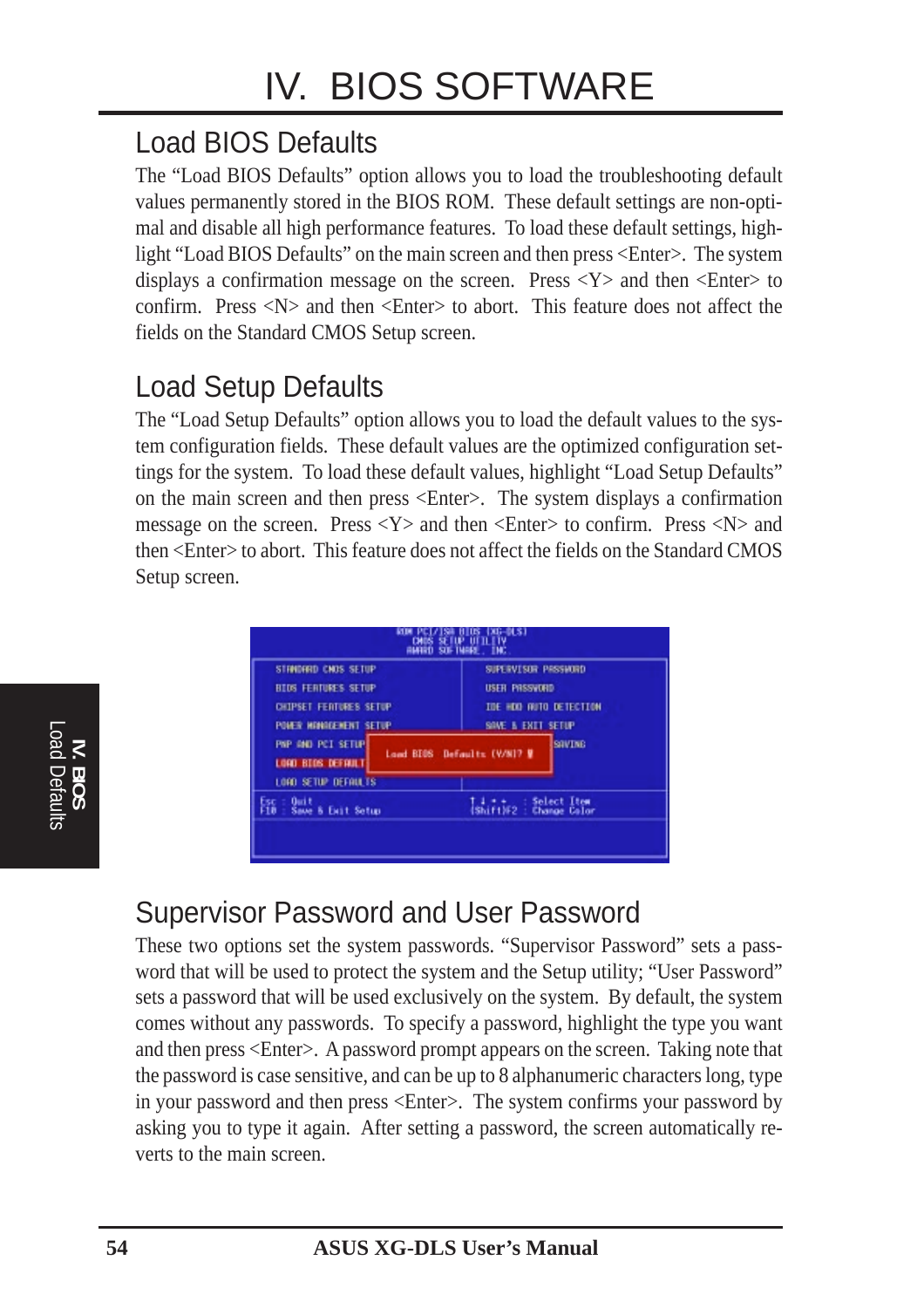# IV. BIOS SOFTWARE

## Load BIOS Defaults

The “Load BIOS Defaults” option allows you to load the troubleshooting default values permanently stored in the BIOS ROM. These default settings are non-optimal and disable all high performance features. To load these default settings, highlight “Load BIOS Defaults” on the main screen and then press <Enter>. The system displays a confirmation message on the screen. Press <Y> and then <Enter> to confirm. Press <N> and then <Enter> to abort. This feature does not affect the fields on the Standard CMOS Setup screen.

## Load Setup Defaults

The “Load Setup Defaults” option allows you to load the default values to the system configuration fields. These default values are the optimized configuration settings for the system. To load these default values, highlight “Load Setup Defaults” on the main screen and then press <Enter>. The system displays a confirmation message on the screen. Press <Y> and then <Enter> to confirm. Press <N> and then <Enter> to abort. This feature does not affect the fields on the Standard CMOS Setup screen.

## Supervisor Password and User Password

These two options set the system passwords. “Supervisor Password” sets a password that will be used to protect the system and the Setup utility; “User Password” sets a password that will be used exclusively on the system. By default, the system comes without any passwords. To specify a password, highlight the type you want and then press <Enter>. A password prompt appears on the screen. Taking note that the password is case sensitive, and can be up to 8 alphanumeric characters long, type in your password and then press <Enter>. The system confirms your password by asking you to type it again. After setting a password, the screen automatically reverts to the main screen.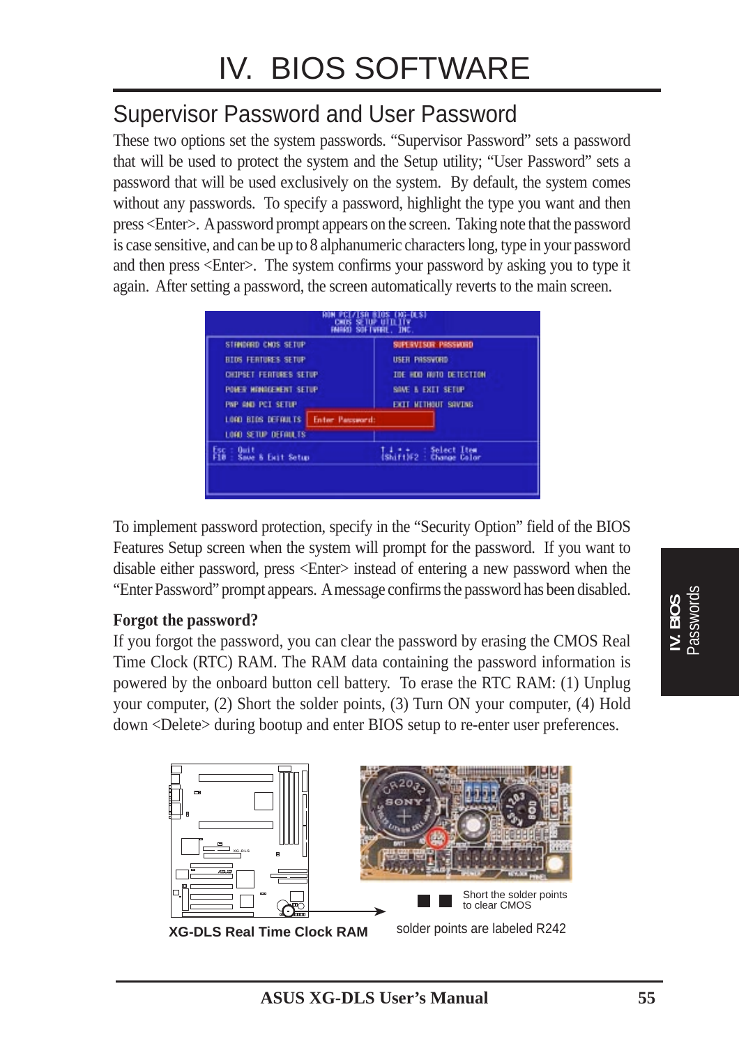# IV. BIOS SOFTWARE

## Supervisor Password and User Password

These two options set the system passwords. “Supervisor Password” sets a password that will be used to protect the system and the Setup utility; “User Password” sets a password that will be used exclusively on the system. By default, the system comes without any passwords. To specify a password, highlight the type you want and then press <Enter>. A password prompt appears on the screen. Taking note that the password is case sensitive, and can be up to 8 alphanumeric characters long, type in your password and then press <Enter>. The system confirms your password by asking you to type it again. After setting a password, the screen automatically reverts to the main screen.

```
ROM PCI/ISA BIOS (XG-DLS)
CMOS SETUP UTILITY
AWARD SOFTWARE, INC.

STANDARD CMOS SETUP          SUPERVISOR PASSWORD
BIOS FEATURES SETUP          USER PASSWORD
CHIPSET FEATURES SETUP       IDE HDD AUTO DETECTION
POWER MANAGEMENT SETUP       SAVE & EXIT SETUP
PNP AND PCI SETUP            EXIT WITHOUT SAVING
LOAD BIOS DEFAULTS   Enter Password:
LOAD SETUP DEFAULTS

Esc : Quit                   ↑ ↓ → ←   : Select Item
F10 : Save & Exit Setup      (Shift)F2 : Change Color
```

To implement password protection, specify in the “Security Option” field of the BIOS Features Setup screen when the system will prompt for the password. If you want to disable either password, press <Enter> instead of entering a new password when the “Enter Password” prompt appears. A message confirms the password has been disabled.

**Forgot the password?**

If you forgot the password, you can clear the password by erasing the CMOS Real Time Clock (RTC) RAM. The RAM data containing the password information is powered by the onboard button cell battery. To erase the RTC RAM: (1) Unplug your computer, (2) Short the solder points, (3) Turn ON your computer, (4) Hold down <Delete> during bootup and enter BIOS setup to re-enter user preferences.

Short the solder points to clear CMOS

**XG-DLS Real Time Clock RAM**

solder points are labeled R242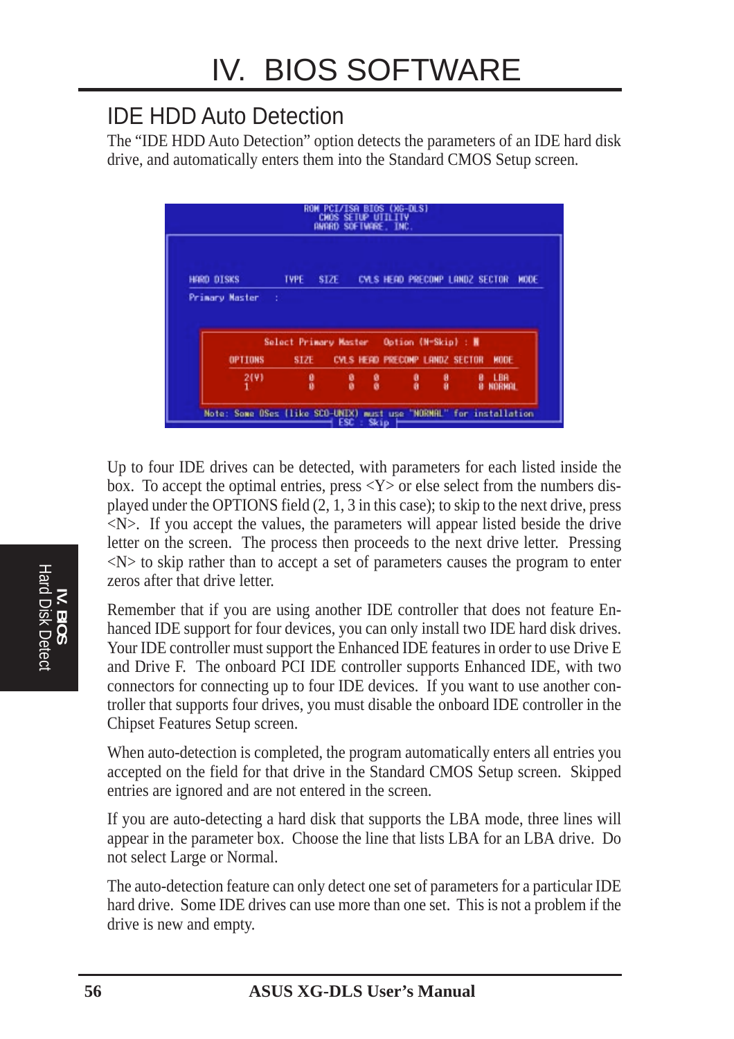# IV. BIOS SOFTWARE

## IDE HDD Auto Detection

The "IDE HDD Auto Detection" option detects the parameters of an IDE hard disk drive, and automatically enters them into the Standard CMOS Setup screen.

```
ROM PCI/ISA BIOS (XG-DLS)
CMOS SETUP UTILITY
AWARD SOFTWARE, INC.

HARD DISKS        TYPE   SIZE   CYLS HEAD PRECOMP LANDZ SECTOR  MODE
Primary Master  :

        Select Primary Master    Option (N=Skip) : N

  OPTIONS      SIZE    CYLS HEAD PRECOMP LANDZ SECTOR   MODE
   2(Y)         0       0    0     0      0      0    LBA
   1            0       0    0     0      0      0    NORMAL

Note: Some OSes (like SCO-UNIX) must use "NORMAL" for installation
                          ESC : Skip
```

Up to four IDE drives can be detected, with parameters for each listed inside the box. To accept the optimal entries, press <Y> or else select from the numbers displayed under the OPTIONS field (2, 1, 3 in this case); to skip to the next drive, press <N>. If you accept the values, the parameters will appear listed beside the drive letter on the screen. The process then proceeds to the next drive letter. Pressing <N> to skip rather than to accept a set of parameters causes the program to enter zeros after that drive letter.

Remember that if you are using another IDE controller that does not feature Enhanced IDE support for four devices, you can only install two IDE hard disk drives. Your IDE controller must support the Enhanced IDE features in order to use Drive E and Drive F. The onboard PCI IDE controller supports Enhanced IDE, with two connectors for connecting up to four IDE devices. If you want to use another controller that supports four drives, you must disable the onboard IDE controller in the Chipset Features Setup screen.

When auto-detection is completed, the program automatically enters all entries you accepted on the field for that drive in the Standard CMOS Setup screen. Skipped entries are ignored and are not entered in the screen.

If you are auto-detecting a hard disk that supports the LBA mode, three lines will appear in the parameter box. Choose the line that lists LBA for an LBA drive. Do not select Large or Normal.

The auto-detection feature can only detect one set of parameters for a particular IDE hard drive. Some IDE drives can use more than one set. This is not a problem if the drive is new and empty.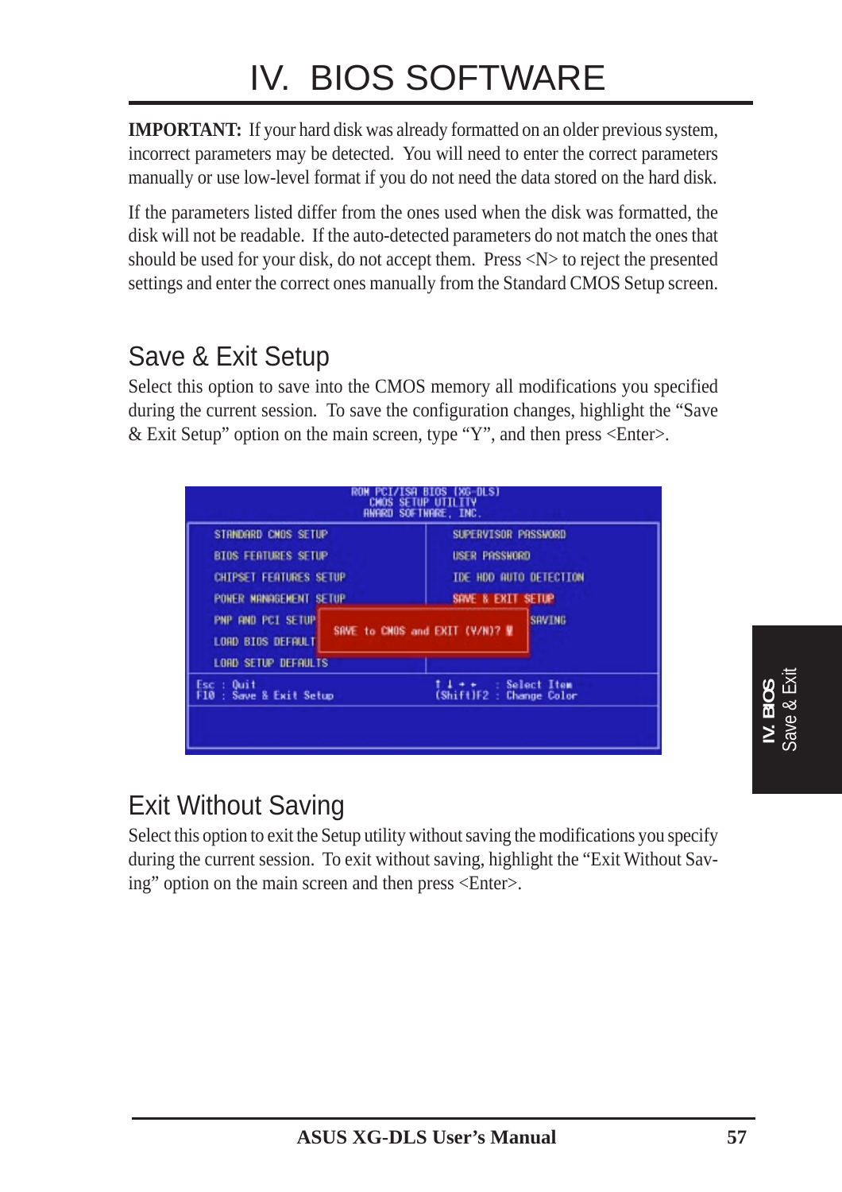# IV. BIOS SOFTWARE

**IMPORTANT:** If your hard disk was already formatted on an older previous system, incorrect parameters may be detected. You will need to enter the correct parameters manually or use low-level format if you do not need the data stored on the hard disk.

If the parameters listed differ from the ones used when the disk was formatted, the disk will not be readable. If the auto-detected parameters do not match the ones that should be used for your disk, do not accept them. Press <N> to reject the presented settings and enter the correct ones manually from the Standard CMOS Setup screen.

## Save & Exit Setup

Select this option to save into the CMOS memory all modifications you specified during the current session. To save the configuration changes, highlight the "Save & Exit Setup" option on the main screen, type "Y", and then press <Enter>.

```
ROM PCI/ISA BIOS (XG-DLS)
CMOS SETUP UTILITY
AWARD SOFTWARE, INC.

STANDARD CMOS SETUP            SUPERVISOR PASSWORD
BIOS FEATURES SETUP            USER PASSWORD
CHIPSET FEATURES SETUP         IDE HDD AUTO DETECTION
POWER MANAGEMENT SETUP         SAVE & EXIT SETUP
PNP AND PCI SETUP              SAVING
LOAD BIOS DEFAULT
LOAD SETUP DEFAULTS

        SAVE to CMOS and EXIT (Y/N)? Y

Esc : Quit                     ↑ ↓ → ←   : Select Item
F10 : Save & Exit Setup        (Shift)F2 : Change Color
```

## Exit Without Saving

Select this option to exit the Setup utility without saving the modifications you specify during the current session. To exit without saving, highlight the "Exit Without Saving" option on the main screen and then press <Enter>.